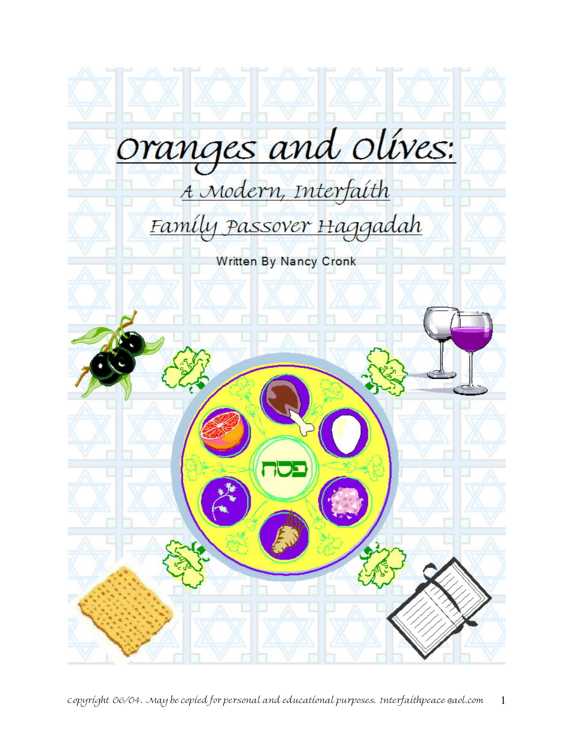# Oranges and Olives:

## A Modern, Interfaith Family Passover Haggadah

Written By Nancy Cronk

פסח

Copyright 06/04. May be copied for personal and educational purposes. Interfaithpeace@aol.com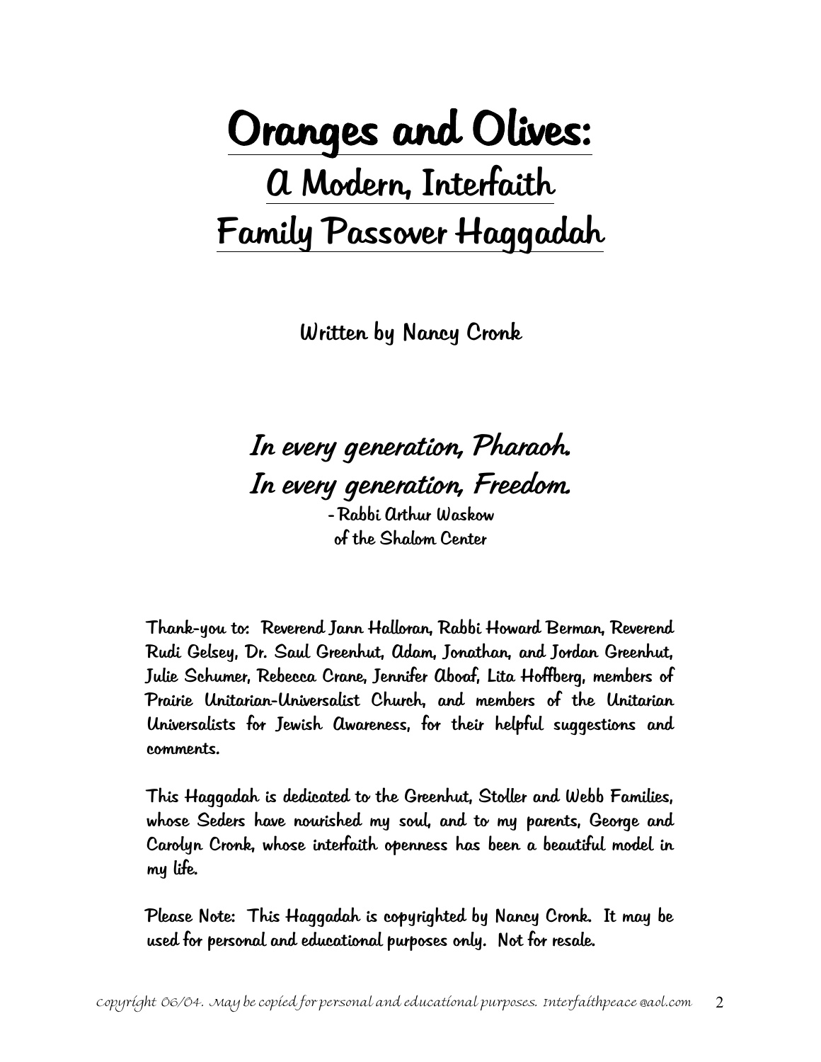# Oranges and Olives:

## A Modern, Interfaith Family Passover Haggadah

**Written by Nancy Cronk**

*In every generation, Pharaoh.*
*In every generation, Freedom.*

- Rabbi Arthur Waskow
of the Shalom Center

Thank-you to: Reverend Jann Halloran, Rabbi Howard Berman, Reverend Rudi Gelsey, Dr. Saul Greenhut, Adam, Jonathan, and Jordan Greenhut, Julie Schumer, Rebecca Crane, Jennifer Aboaf, Lita Hoffberg, members of Prairie Unitarian-Universalist Church, and members of the Unitarian Universalists for Jewish Awareness, for their helpful suggestions and comments.

This Haggadah is dedicated to the Greenhut, Stoller and Webb Families, whose Seders have nourished my soul, and to my parents, George and Carolyn Cronk, whose interfaith openness has been a beautiful model in my life.

Please Note: This Haggadah is copyrighted by Nancy Cronk. It may be used for personal and educational purposes only. Not for resale.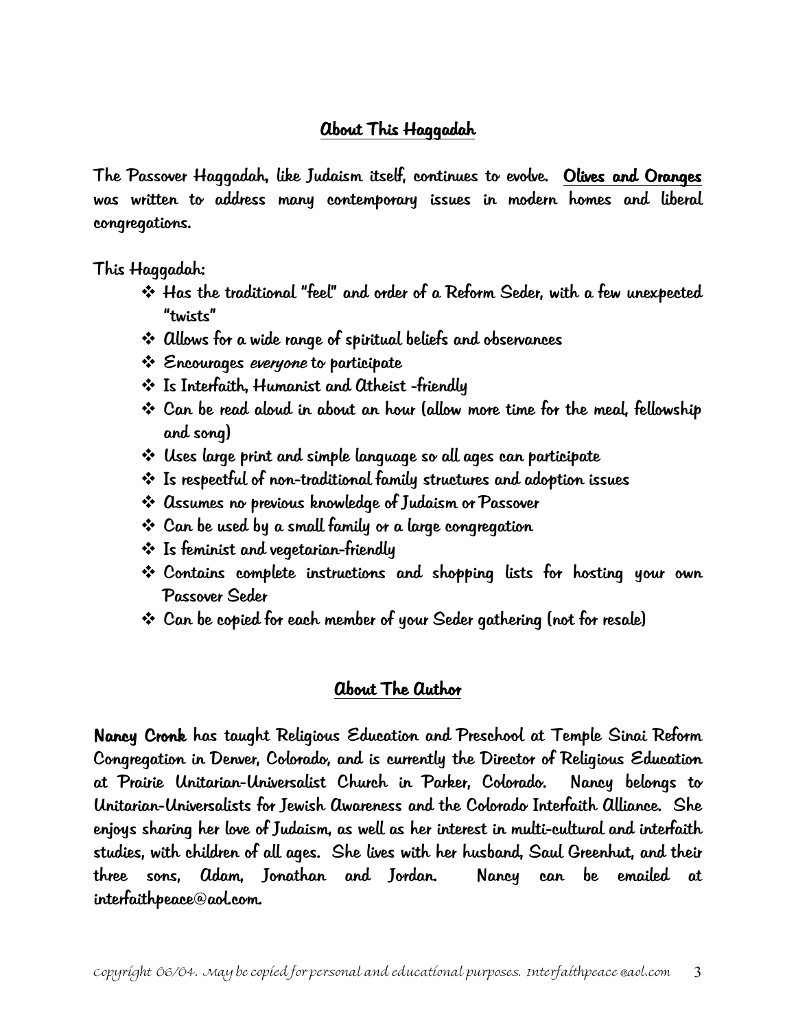## About This Haggadah

The Passover Haggadah, like Judaism itself, continues to evolve. **Olives and Oranges** was written to address many contemporary issues in modern homes and liberal congregations.

This Haggadah:

- Has the traditional "feel" and order of a Reform Seder, with a few unexpected "twists"
- Allows for a wide range of spiritual beliefs and observances
- Encourages *everyone* to participate
- Is Interfaith, Humanist and Atheist -friendly
- Can be read aloud in about an hour (allow more time for the meal, fellowship and song)
- Uses large print and simple language so all ages can participate
- Is respectful of non-traditional family structures and adoption issues
- Assumes no previous knowledge of Judaism or Passover
- Can be used by a small family or a large congregation
- Is feminist and vegetarian-friendly
- Contains complete instructions and shopping lists for hosting your own Passover Seder
- Can be copied for each member of your Seder gathering (not for resale)

## About The Author

**Nancy Cronk** has taught Religious Education and Preschool at Temple Sinai Reform Congregation in Denver, Colorado, and is currently the Director of Religious Education at Prairie Unitarian-Universalist Church in Parker, Colorado. Nancy belongs to Unitarian-Universalists for Jewish Awareness and the Colorado Interfaith Alliance. She enjoys sharing her love of Judaism, as well as her interest in multi-cultural and interfaith studies, with children of all ages. She lives with her husband, Saul Greenhut, and their three sons, Adam, Jonathan and Jordan. Nancy can be emailed at interfaithpeace@aol.com.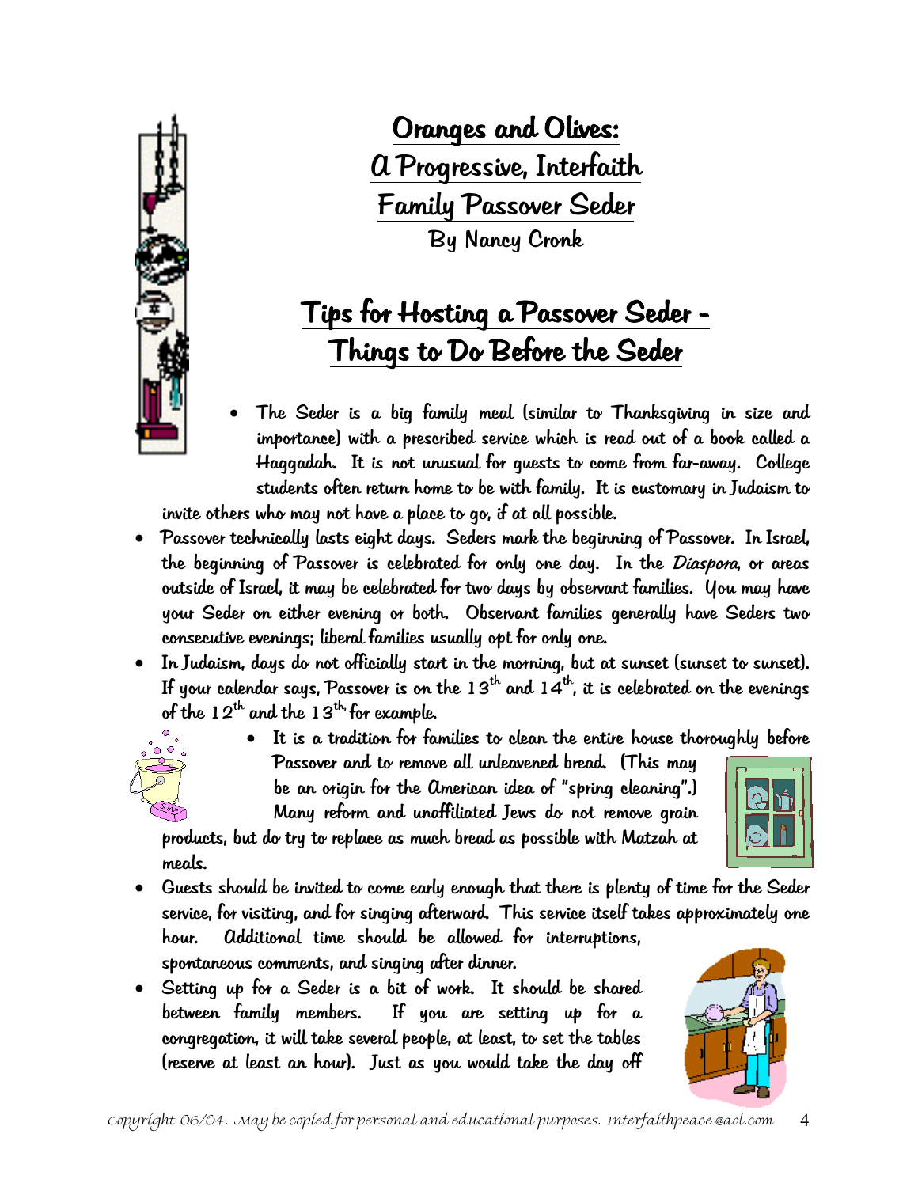# Oranges and Olives: A Progressive, Interfaith Family Passover Seder

By Nancy Cronk

## Tips for Hosting a Passover Seder - Things to Do Before the Seder

- The Seder is a big family meal (similar to Thanksgiving in size and importance) with a prescribed service which is read out of a book called a Haggadah. It is not unusual for guests to come from far-away. College students often return home to be with family. It is customary in Judaism to invite others who may not have a place to go, if at all possible.
- Passover technically lasts eight days. Seders mark the beginning of Passover. In Israel, the beginning of Passover is celebrated for only one day. In the *Diaspora*, or areas outside of Israel, it may be celebrated for two days by observant families. You may have your Seder on either evening or both. Observant families generally have Seders two consecutive evenings; liberal families usually opt for only one.
- In Judaism, days do not officially start in the morning, but at sunset (sunset to sunset). If your calendar says, Passover is on the 13th and 14th, it is celebrated on the evenings of the 12th and the 13th, for example.
- It is a tradition for families to clean the entire house thoroughly before Passover and to remove all unleavened bread. (This may be an origin for the American idea of "spring cleaning".) Many reform and unaffiliated Jews do not remove grain products, but do try to replace as much bread as possible with Matzah at meals.
- Guests should be invited to come early enough that there is plenty of time for the Seder service, for visiting, and for singing afterward. This service itself takes approximately one hour. Additional time should be allowed for interruptions, spontaneous comments, and singing after dinner.
- Setting up for a Seder is a bit of work. It should be shared between family members. If you are setting up for a congregation, it will take several people, at least, to set the tables (reserve at least an hour). Just as you would take the day off

copyright 06/04. May be copied for personal and educational purposes. Interfaithpeace@aol.com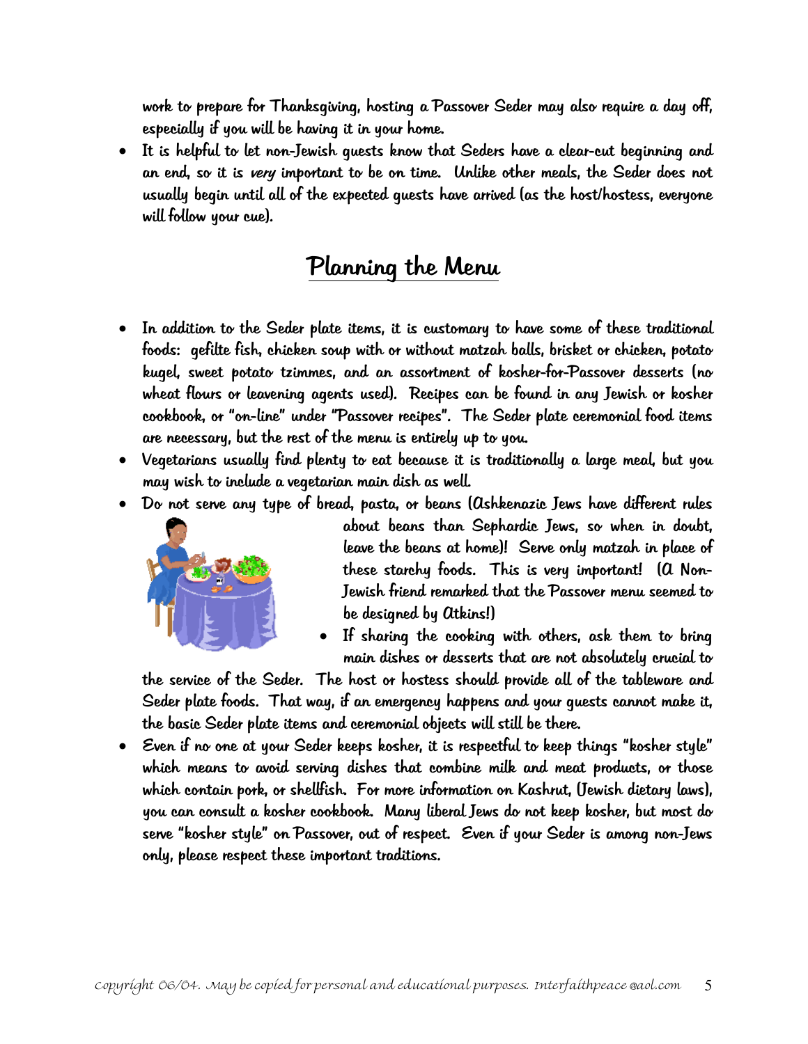work to prepare for Thanksgiving, hosting a Passover Seder may also require a day off, especially if you will be having it in your home.

- It is helpful to let non-Jewish guests know that Seders have a clear-cut beginning and an end, so it is *very* important to be on time. Unlike other meals, the Seder does not usually begin until all of the expected guests have arrived (as the host/hostess, everyone will follow your cue).

## Planning the Menu

- In addition to the Seder plate items, it is customary to have some of these traditional foods: gefilte fish, chicken soup with or without matzah balls, brisket or chicken, potato kugel, sweet potato tzimmes, and an assortment of kosher-for-Passover desserts (no wheat flours or leavening agents used). Recipes can be found in any Jewish or kosher cookbook, or "on-line" under "Passover recipes". The Seder plate ceremonial food items are necessary, but the rest of the menu is entirely up to you.
- Vegetarians usually find plenty to eat because it is traditionally a large meal, but you may wish to include a vegetarian main dish as well.
- Do not serve any type of bread, pasta, or beans (Ashkenazic Jews have different rules about beans than Sephardic Jews, so when in doubt, leave the beans at home)! Serve only matzah in place of these starchy foods. This is very important! (A Non-Jewish friend remarked that the Passover menu seemed to be designed by Atkins!)
- If sharing the cooking with others, ask them to bring main dishes or desserts that are not absolutely crucial to the service of the Seder. The host or hostess should provide all of the tableware and Seder plate foods. That way, if an emergency happens and your guests cannot make it, the basic Seder plate items and ceremonial objects will still be there.
- Even if no one at your Seder keeps kosher, it is respectful to keep things "kosher style" which means to avoid serving dishes that combine milk and meat products, or those which contain pork, or shellfish. For more information on Kashrut, (Jewish dietary laws), you can consult a kosher cookbook. Many liberal Jews do not keep kosher, but most do serve "kosher style" on Passover, out of respect. Even if your Seder is among non-Jews only, please respect these important traditions.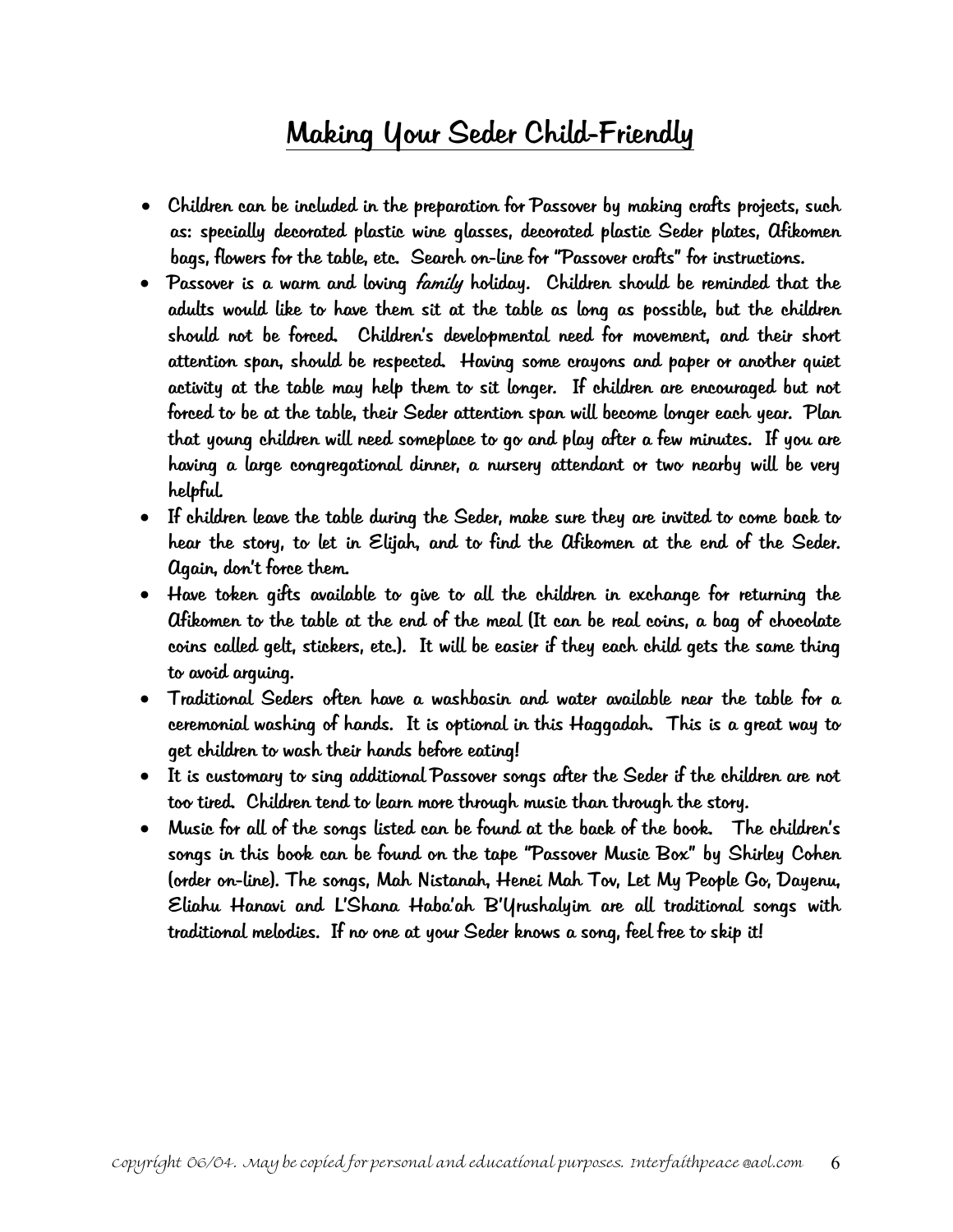# Making Your Seder Child-Friendly

- Children can be included in the preparation for Passover by making crafts projects, such as: specially decorated plastic wine glasses, decorated plastic Seder plates, Afikomen bags, flowers for the table, etc. Search on-line for "Passover crafts" for instructions.
- Passover is a warm and loving *family* holiday. Children should be reminded that the adults would like to have them sit at the table as long as possible, but the children should not be forced. Children's developmental need for movement, and their short attention span, should be respected. Having some crayons and paper or another quiet activity at the table may help them to sit longer. If children are encouraged but not forced to be at the table, their Seder attention span will become longer each year. Plan that young children will need someplace to go and play after a few minutes. If you are having a large congregational dinner, a nursery attendant or two nearby will be very helpful.
- If children leave the table during the Seder, make sure they are invited to come back to hear the story, to let in Elijah, and to find the Afikomen at the end of the Seder. Again, don't force them.
- Have token gifts available to give to all the children in exchange for returning the Afikomen to the table at the end of the meal (It can be real coins, a bag of chocolate coins called gelt, stickers, etc.). It will be easier if they each child gets the same thing to avoid arguing.
- Traditional Seders often have a washbasin and water available near the table for a ceremonial washing of hands. It is optional in this Haggadah. This is a great way to get children to wash their hands before eating!
- It is customary to sing additional Passover songs after the Seder if the children are not too tired. Children tend to learn more through music than through the story.
- Music for all of the songs listed can be found at the back of the book. The children's songs in this book can be found on the tape "Passover Music Box" by Shirley Cohen (order on-line). The songs, Mah Nistanah, Henei Mah Tov, Let My People Go, Dayenu, Eliahu Hanavi and L'Shana Haba'ah B'Yrushalyim are all traditional songs with traditional melodies. If no one at your Seder knows a song, feel free to skip it!

copyright 06/04. May be copied for personal and educational purposes. Interfaithpeace@aol.com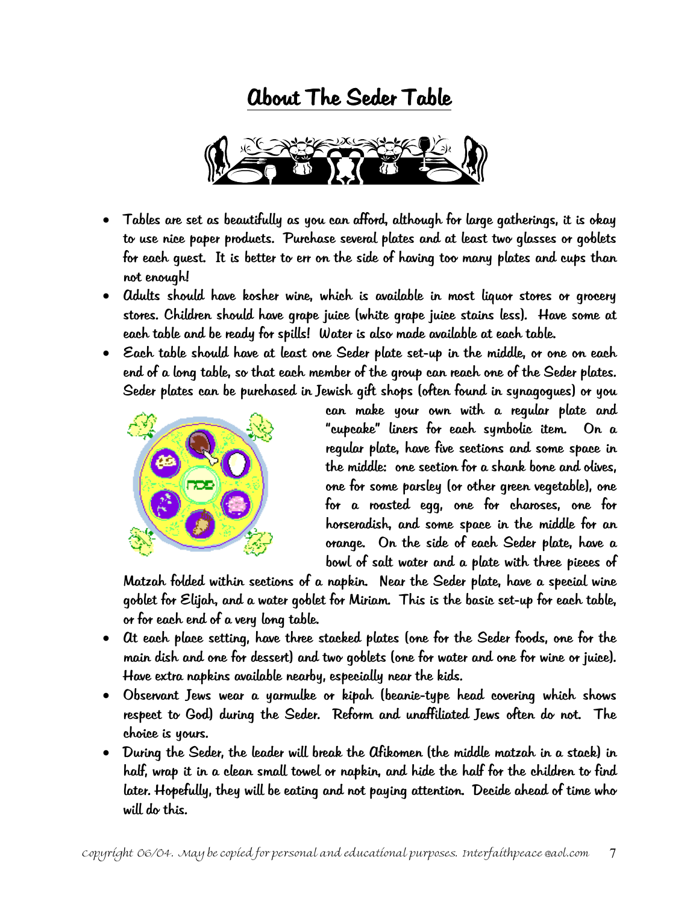# About The Seder Table

- Tables are set as beautifully as you can afford, although for large gatherings, it is okay to use nice paper products. Purchase several plates and at least two glasses or goblets for each guest. It is better to err on the side of having too many plates and cups than not enough!
- Adults should have kosher wine, which is available in most liquor stores or grocery stores. Children should have grape juice (white grape juice stains less). Have some at each table and be ready for spills! Water is also made available at each table.
- Each table should have at least one Seder plate set-up in the middle, or one on each end of a long table, so that each member of the group can reach one of the Seder plates. Seder plates can be purchased in Jewish gift shops (often found in synagogues) or you can make your own with a regular plate and "cupcake" liners for each symbolic item. On a regular plate, have five sections and some space in the middle: one section for a shank bone and olives, one for some parsley (or other green vegetable), one for a roasted egg, one for charoses, one for horseradish, and some space in the middle for an orange. On the side of each Seder plate, have a bowl of salt water and a plate with three pieces of Matzah folded within sections of a napkin. Near the Seder plate, have a special wine goblet for Elijah, and a water goblet for Miriam. This is the basic set-up for each table, or for each end of a very long table.
- At each place setting, have three stacked plates (one for the Seder foods, one for the main dish and one for dessert) and two goblets (one for water and one for wine or juice). Have extra napkins available nearby, especially near the kids.
- Observant Jews wear a yarmulke or kipah (beanie-type head covering which shows respect to God) during the Seder. Reform and unaffiliated Jews often do not. The choice is yours.
- During the Seder, the leader will break the Afikomen (the middle matzah in a stack) in half, wrap it in a clean small towel or napkin, and hide the half for the children to find later. Hopefully, they will be eating and not paying attention. Decide ahead of time who will do this.

copyright 06/04. May be copied for personal and educational purposes. Interfaithpeace@aol.com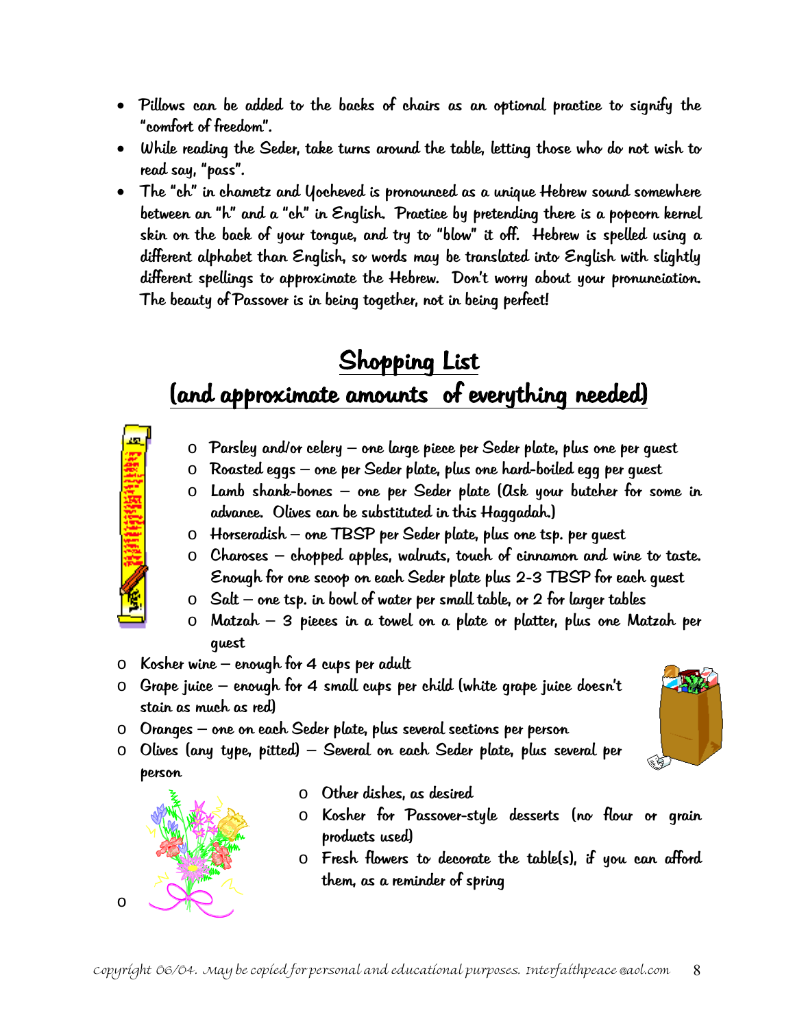- Pillows can be added to the backs of chairs as an optional practice to signify the "comfort of freedom".
- While reading the Seder, take turns around the table, letting those who do not wish to read say, "pass".
- The "ch" in chametz and Yocheved is pronounced as a unique Hebrew sound somewhere between an "h" and a "ch" in English. Practice by pretending there is a popcorn kernel skin on the back of your tongue, and try to "blow" it off. Hebrew is spelled using a different alphabet than English, so words may be translated into English with slightly different spellings to approximate the Hebrew. Don't worry about your pronunciation. The beauty of Passover is in being together, not in being perfect!

## Shopping List
## (and approximate amounts of everything needed)

- Parsley and/or celery – one large piece per Seder plate, plus one per guest
- Roasted eggs – one per Seder plate, plus one hard-boiled egg per guest
- Lamb shank-bones – one per Seder plate (Ask your butcher for some in advance. Olives can be substituted in this Haggadah.)
- Horseradish – one TBSP per Seder plate, plus one tsp. per guest
- Charoses – chopped apples, walnuts, touch of cinnamon and wine to taste. Enough for one scoop on each Seder plate plus 2-3 TBSP for each guest
- Salt – one tsp. in bowl of water per small table, or 2 for larger tables
- Matzah – 3 pieces in a towel on a plate or platter, plus one Matzah per guest
- Kosher wine – enough for 4 cups per adult
- Grape juice – enough for 4 small cups per child (white grape juice doesn't stain as much as red)
- Oranges – one on each Seder plate, plus several sections per person
- Olives (any type, pitted) – Several on each Seder plate, plus several per person
- Other dishes, as desired
- Kosher for Passover-style desserts (no flour or grain products used)
- Fresh flowers to decorate the table(s), if you can afford them, as a reminder of spring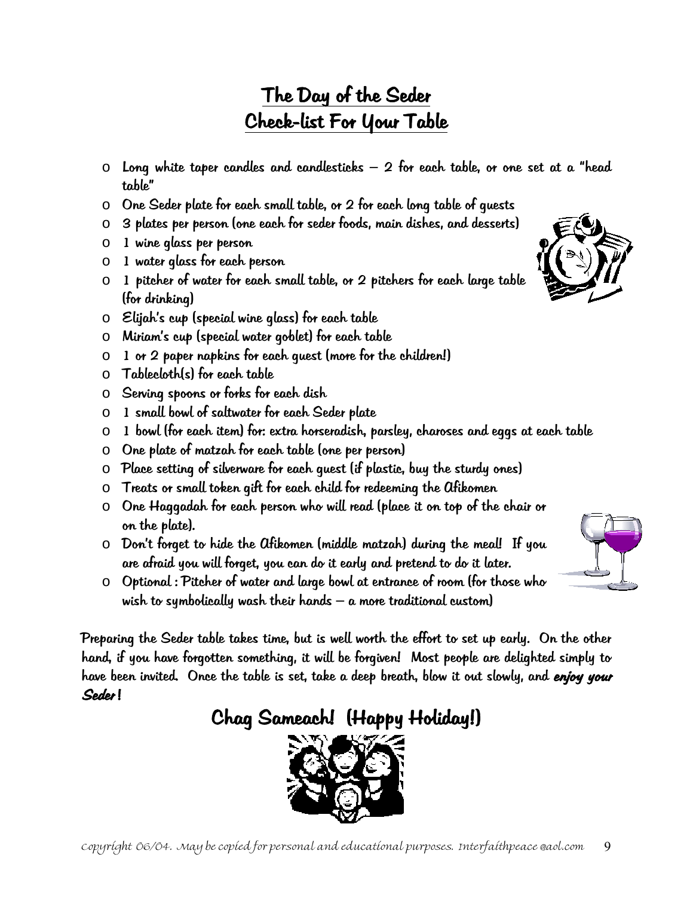# The Day of the Seder
# Check-list For Your Table

- Long white taper candles and candlesticks – 2 for each table, or one set at a "head table"
- One Seder plate for each small table, or 2 for each long table of guests
- 3 plates per person (one each for seder foods, main dishes, and desserts)
- 1 wine glass per person
- 1 water glass for each person
- 1 pitcher of water for each small table, or 2 pitchers for each large table (for drinking)
- Elijah's cup (special wine glass) for each table
- Miriam's cup (special water goblet) for each table
- 1 or 2 paper napkins for each guest (more for the children!)
- Tablecloth(s) for each table
- Serving spoons or forks for each dish
- 1 small bowl of saltwater for each Seder plate
- 1 bowl (for each item) for: extra horseradish, parsley, charoses and eggs at each table
- One plate of matzah for each table (one per person)
- Place setting of silverware for each guest (if plastic, buy the sturdy ones)
- Treats or small token gift for each child for redeeming the Afikomen
- One Haggadah for each person who will read (place it on top of the chair or on the plate).
- Don't forget to hide the Afikomen (middle matzah) during the meal! If you are afraid you will forget, you can do it early and pretend to do it later.
- Optional : Pitcher of water and large bowl at entrance of room (for those who wish to symbolically wash their hands – a more traditional custom)

Preparing the Seder table takes time, but is well worth the effort to set up early. On the other hand, if you have forgotten something, it will be forgiven! Most people are delighted simply to have been invited. Once the table is set, take a deep breath, blow it out slowly, and ***enjoy your Seder*!**

## Chag Sameach! (Happy Holiday!)

*copyright 06/04. May be copied for personal and educational purposes. Interfaithpeace@aol.com*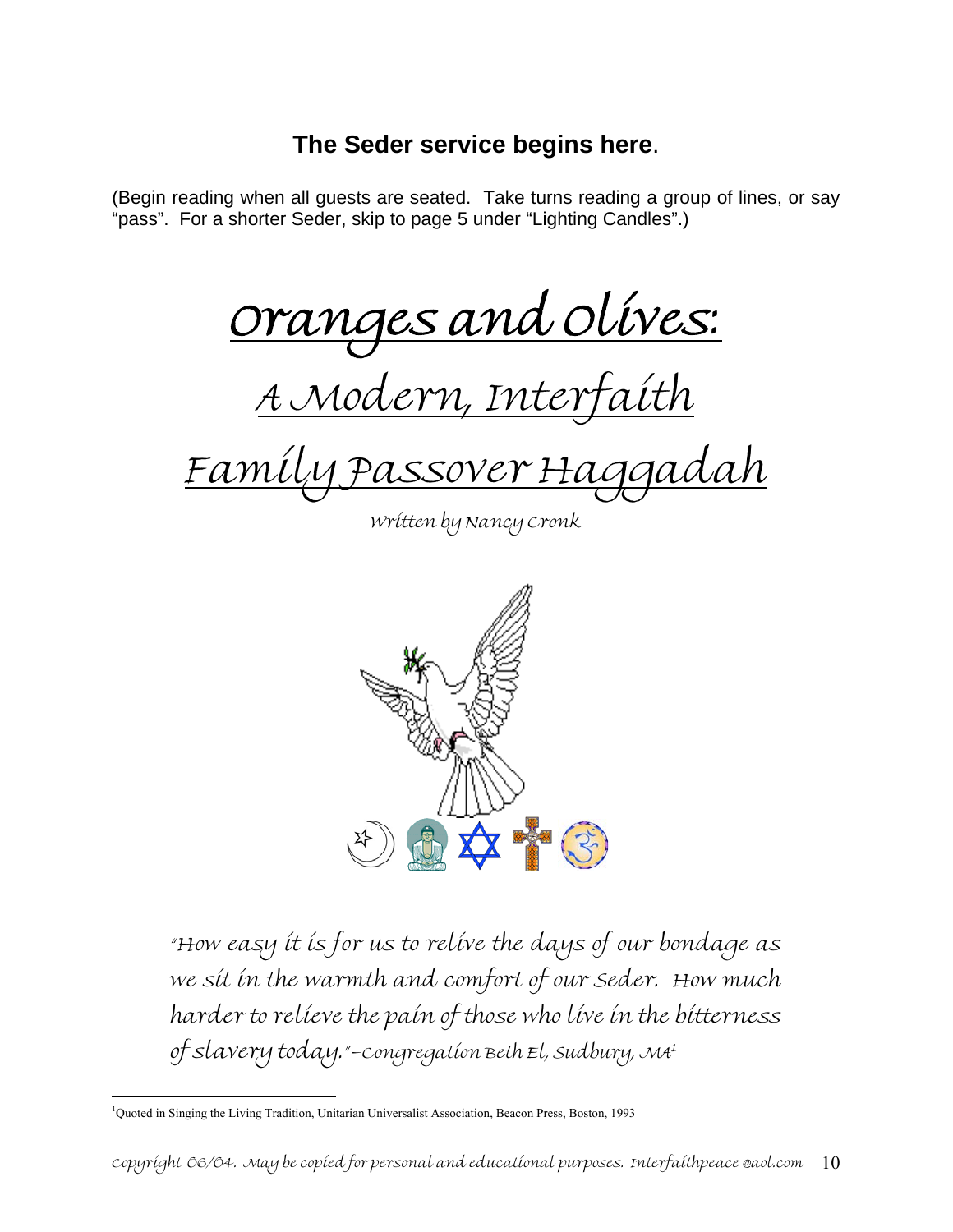## **The Seder service begins here**.

(Begin reading when all guests are seated. Take turns reading a group of lines, or say "pass". For a shorter Seder, skip to page 5 under "Lighting Candles".)

# Oranges and Olives:

# A Modern, Interfaith

# Family Passover Haggadah

*Written by Nancy Cronk*

*"How easy it is for us to relive the days of our bondage as we sit in the warmth and comfort of our Seder. How much harder to relieve the pain of those who live in the bitterness of slavery today."–Congregation Beth El, Sudbury, MA*[1]

[1] Quoted in Singing the Living Tradition, Unitarian Universalist Association, Beacon Press, Boston, 1993

*Copyright 06/04. May be copied for personal and educational purposes. Interfaithpeace @aol.com*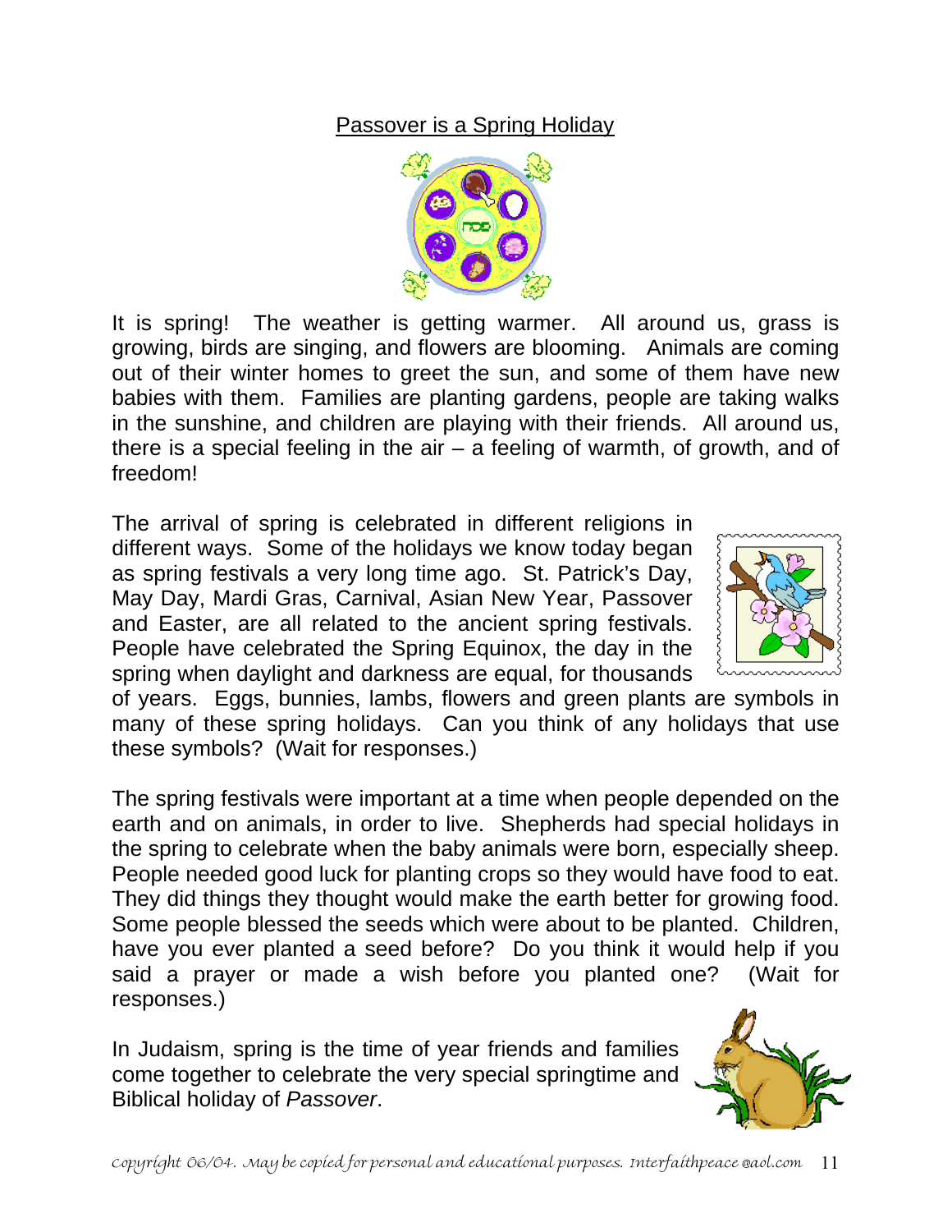## Passover is a Spring Holiday

It is spring! The weather is getting warmer. All around us, grass is growing, birds are singing, and flowers are blooming. Animals are coming out of their winter homes to greet the sun, and some of them have new babies with them. Families are planting gardens, people are taking walks in the sunshine, and children are playing with their friends. All around us, there is a special feeling in the air – a feeling of warmth, of growth, and of freedom!

The arrival of spring is celebrated in different religions in different ways. Some of the holidays we know today began as spring festivals a very long time ago. St. Patrick's Day, May Day, Mardi Gras, Carnival, Asian New Year, Passover and Easter, are all related to the ancient spring festivals. People have celebrated the Spring Equinox, the day in the spring when daylight and darkness are equal, for thousands of years. Eggs, bunnies, lambs, flowers and green plants are symbols in many of these spring holidays. Can you think of any holidays that use these symbols? (Wait for responses.)

The spring festivals were important at a time when people depended on the earth and on animals, in order to live. Shepherds had special holidays in the spring to celebrate when the baby animals were born, especially sheep. People needed good luck for planting crops so they would have food to eat. They did things they thought would make the earth better for growing food. Some people blessed the seeds which were about to be planted. Children, have you ever planted a seed before? Do you think it would help if you said a prayer or made a wish before you planted one? (Wait for responses.)

In Judaism, spring is the time of year friends and families come together to celebrate the very special springtime and Biblical holiday of *Passover*.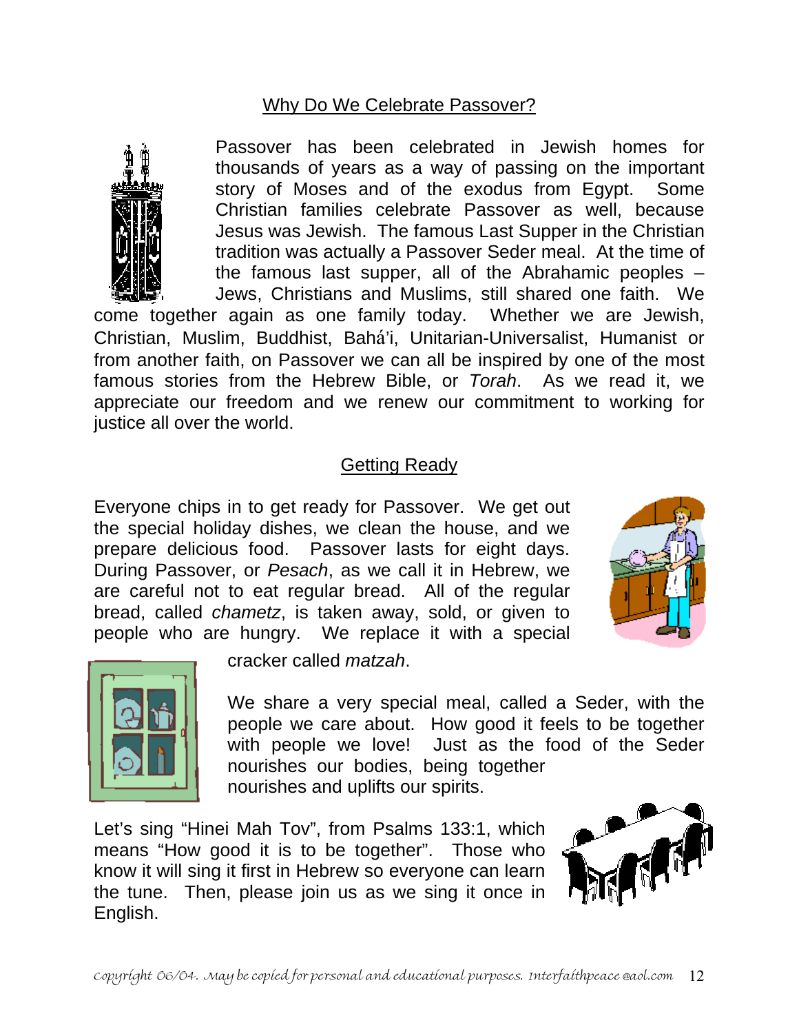## Why Do We Celebrate Passover?

Passover has been celebrated in Jewish homes for thousands of years as a way of passing on the important story of Moses and of the exodus from Egypt. Some Christian families celebrate Passover as well, because Jesus was Jewish. The famous Last Supper in the Christian tradition was actually a Passover Seder meal. At the time of the famous last supper, all of the Abrahamic peoples – Jews, Christians and Muslims, still shared one faith. We come together again as one family today. Whether we are Jewish, Christian, Muslim, Buddhist, Bahá'i, Unitarian-Universalist, Humanist or from another faith, on Passover we can all be inspired by one of the most famous stories from the Hebrew Bible, or *Torah*. As we read it, we appreciate our freedom and we renew our commitment to working for justice all over the world.

## Getting Ready

Everyone chips in to get ready for Passover. We get out the special holiday dishes, we clean the house, and we prepare delicious food. Passover lasts for eight days. During Passover, or *Pesach*, as we call it in Hebrew, we are careful not to eat regular bread. All of the regular bread, called *chametz*, is taken away, sold, or given to people who are hungry. We replace it with a special cracker called *matzah*.

We share a very special meal, called a Seder, with the people we care about. How good it feels to be together with people we love! Just as the food of the Seder nourishes our bodies, being together nourishes and uplifts our spirits.

Let's sing "Hinei Mah Tov", from Psalms 133:1, which means "How good it is to be together". Those who know it will sing it first in Hebrew so everyone can learn the tune. Then, please join us as we sing it once in English.

copyright 06/04. May be copied for personal and educational purposes. Interfaithpeace@aol.com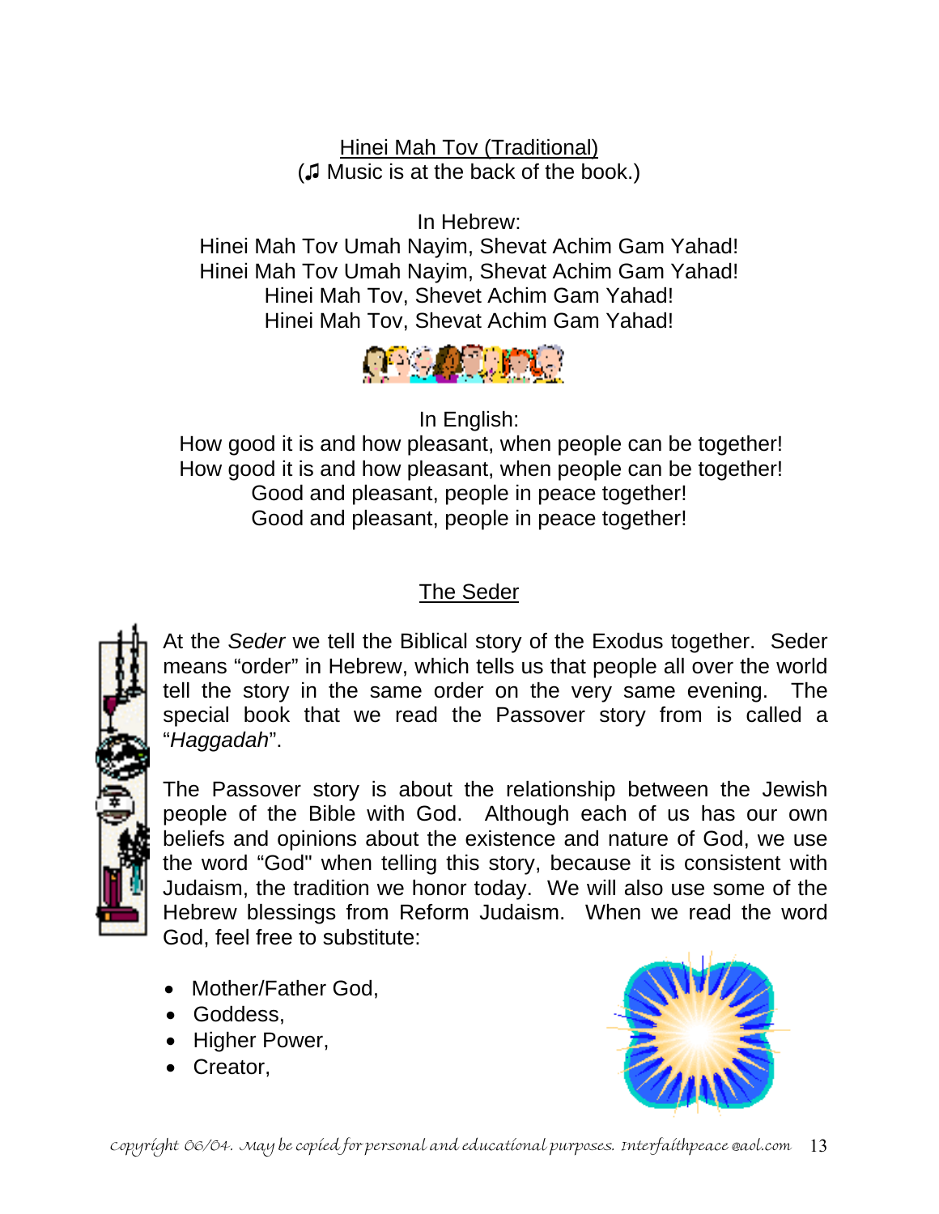Hinei Mah Tov (Traditional)

(♫ Music is at the back of the book.)

In Hebrew:

Hinei Mah Tov Umah Nayim, Shevat Achim Gam Yahad!
Hinei Mah Tov Umah Nayim, Shevat Achim Gam Yahad!
Hinei Mah Tov, Shevet Achim Gam Yahad!
Hinei Mah Tov, Shevat Achim Gam Yahad!

In English:

How good it is and how pleasant, when people can be together!
How good it is and how pleasant, when people can be together!
Good and pleasant, people in peace together!
Good and pleasant, people in peace together!

## The Seder

At the *Seder* we tell the Biblical story of the Exodus together. Seder means "order" in Hebrew, which tells us that people all over the world tell the story in the same order on the very same evening. The special book that we read the Passover story from is called a "*Haggadah*".

The Passover story is about the relationship between the Jewish people of the Bible with God. Although each of us has our own beliefs and opinions about the existence and nature of God, we use the word "God" when telling this story, because it is consistent with Judaism, the tradition we honor today. We will also use some of the Hebrew blessings from Reform Judaism. When we read the word God, feel free to substitute:

- Mother/Father God,
- Goddess,
- Higher Power,
- Creator,

copyright 06/04. May be copied for personal and educational purposes. Interfaithpeace@aol.com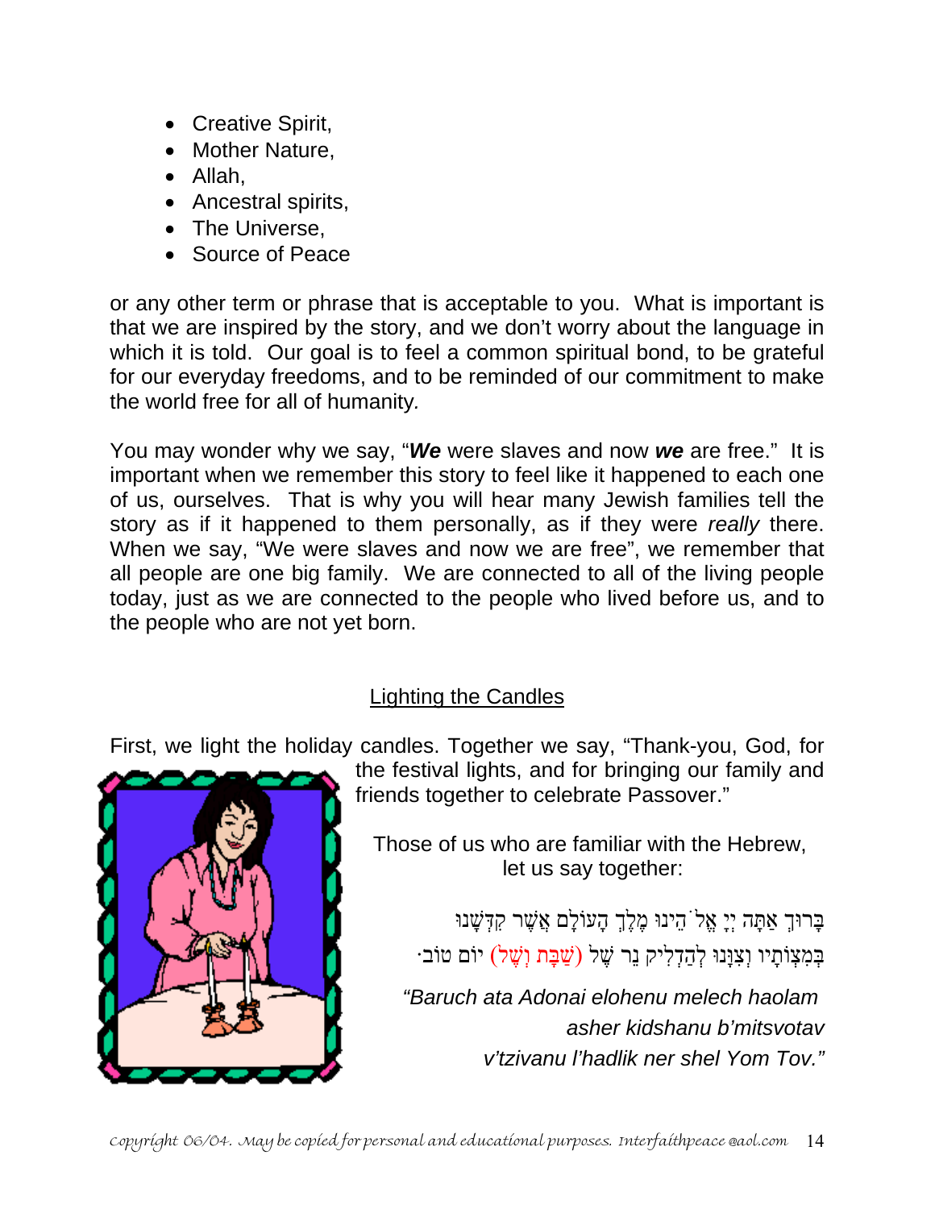- Creative Spirit,
- Mother Nature,
- Allah,
- Ancestral spirits,
- The Universe,
- Source of Peace

or any other term or phrase that is acceptable to you. What is important is that we are inspired by the story, and we don't worry about the language in which it is told. Our goal is to feel a common spiritual bond, to be grateful for our everyday freedoms, and to be reminded of our commitment to make the world free for all of humanity.

You may wonder why we say, "***We*** were slaves and now ***we*** are free." It is important when we remember this story to feel like it happened to each one of us, ourselves. That is why you will hear many Jewish families tell the story as if it happened to them personally, as if they were *really* there. When we say, "We were slaves and now we are free", we remember that all people are one big family. We are connected to all of the living people today, just as we are connected to the people who lived before us, and to the people who are not yet born.

## Lighting the Candles

First, we light the holiday candles. Together we say, "Thank-you, God, for the festival lights, and for bringing our family and friends together to celebrate Passover."

Those of us who are familiar with the Hebrew, let us say together:

בָּרוּךְ אַתָּה יְיָ אֱלֹהֵינוּ מֶלֶךְ הָעוֹלָם אֲשֶׁר קִדְּשָׁנוּ
בְּמִצְוֹתָיו וְצִוָּנוּ לְהַדְלִיק נֵר שֶׁל (שַׁבָּת וְשֶׁל) יוֹם טוֹב.

*"Baruch ata Adonai elohenu melech haolam*
*asher kidshanu b'mitsvotav*
*v'tzivanu l'hadlik ner shel Yom Tov."*

*copyright 06/04. May be copied for personal and educational purposes. Interfaithpeace @aol.com*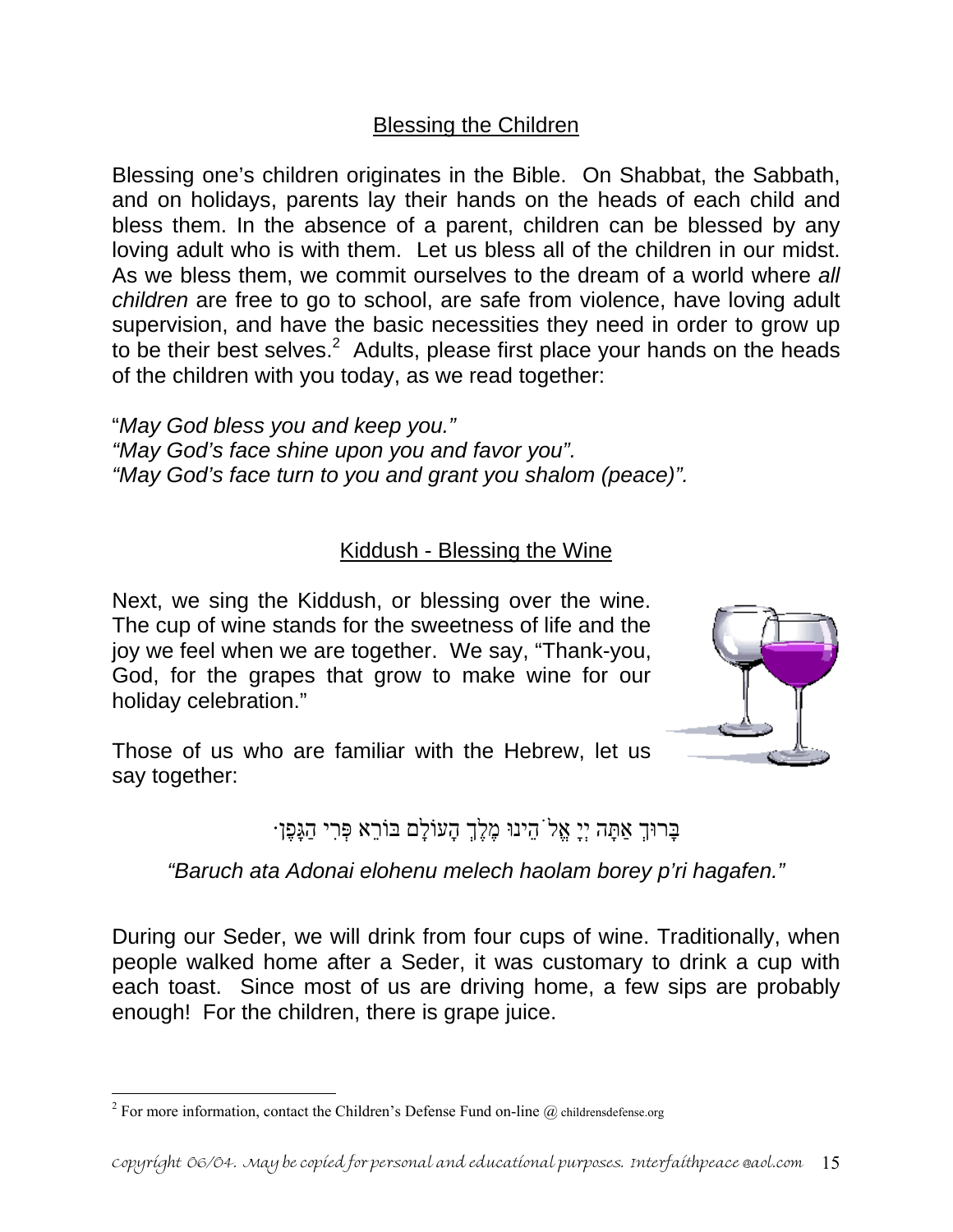## Blessing the Children

Blessing one's children originates in the Bible. On Shabbat, the Sabbath, and on holidays, parents lay their hands on the heads of each child and bless them. In the absence of a parent, children can be blessed by any loving adult who is with them. Let us bless all of the children in our midst. As we bless them, we commit ourselves to the dream of a world where *all children* are free to go to school, are safe from violence, have loving adult supervision, and have the basic necessities they need in order to grow up to be their best selves.[2] Adults, please first place your hands on the heads of the children with you today, as we read together:

"*May God bless you and keep you."*
*"May God's face shine upon you and favor you".*
*"May God's face turn to you and grant you shalom (peace)".*

## Kiddush - Blessing the Wine

Next, we sing the Kiddush, or blessing over the wine. The cup of wine stands for the sweetness of life and the joy we feel when we are together. We say, "Thank-you, God, for the grapes that grow to make wine for our holiday celebration."

Those of us who are familiar with the Hebrew, let us say together:

בָּרוּךְ אַתָּה יְיָ אֱלֹהֵינוּ מֶלֶךְ הָעוֹלָם בּוֹרֵא פְּרִי הַגָּפֶן.

*"Baruch ata Adonai elohenu melech haolam borey p'ri hagafen."*

During our Seder, we will drink from four cups of wine. Traditionally, when people walked home after a Seder, it was customary to drink a cup with each toast. Since most of us are driving home, a few sips are probably enough! For the children, there is grape juice.

---

[2] For more information, contact the Children's Defense Fund on-line @ childrensdefense.org

*Copyright 06/04. May be copied for personal and educational purposes. Interfaithpeace @aol.com*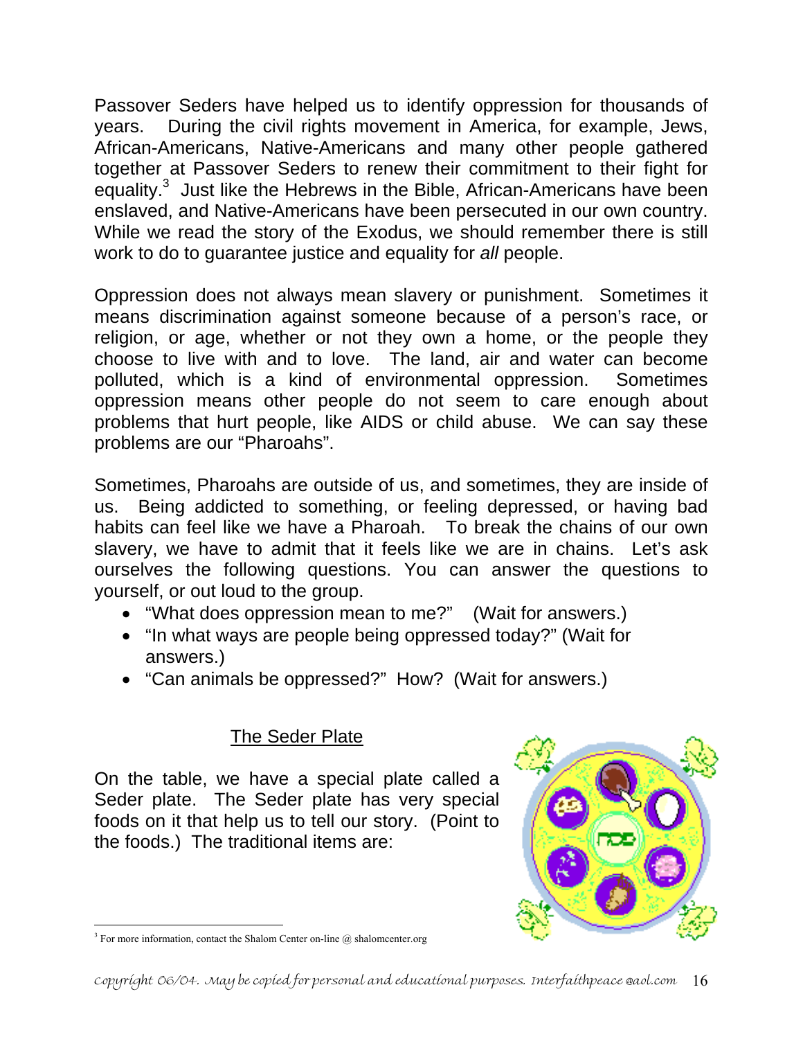Passover Seders have helped us to identify oppression for thousands of years. During the civil rights movement in America, for example, Jews, African-Americans, Native-Americans and many other people gathered together at Passover Seders to renew their commitment to their fight for equality.[3] Just like the Hebrews in the Bible, African-Americans have been enslaved, and Native-Americans have been persecuted in our own country. While we read the story of the Exodus, we should remember there is still work to do to guarantee justice and equality for *all* people.

Oppression does not always mean slavery or punishment. Sometimes it means discrimination against someone because of a person's race, or religion, or age, whether or not they own a home, or the people they choose to live with and to love. The land, air and water can become polluted, which is a kind of environmental oppression. Sometimes oppression means other people do not seem to care enough about problems that hurt people, like AIDS or child abuse. We can say these problems are our "Pharoahs".

Sometimes, Pharoahs are outside of us, and sometimes, they are inside of us. Being addicted to something, or feeling depressed, or having bad habits can feel like we have a Pharoah. To break the chains of our own slavery, we have to admit that it feels like we are in chains. Let's ask ourselves the following questions. You can answer the questions to yourself, or out loud to the group.

- "What does oppression mean to me?" (Wait for answers.)
- "In what ways are people being oppressed today?" (Wait for answers.)
- "Can animals be oppressed?" How? (Wait for answers.)

## The Seder Plate

On the table, we have a special plate called a Seder plate. The Seder plate has very special foods on it that help us to tell our story. (Point to the foods.) The traditional items are:

[3] For more information, contact the Shalom Center on-line @ shalomcenter.org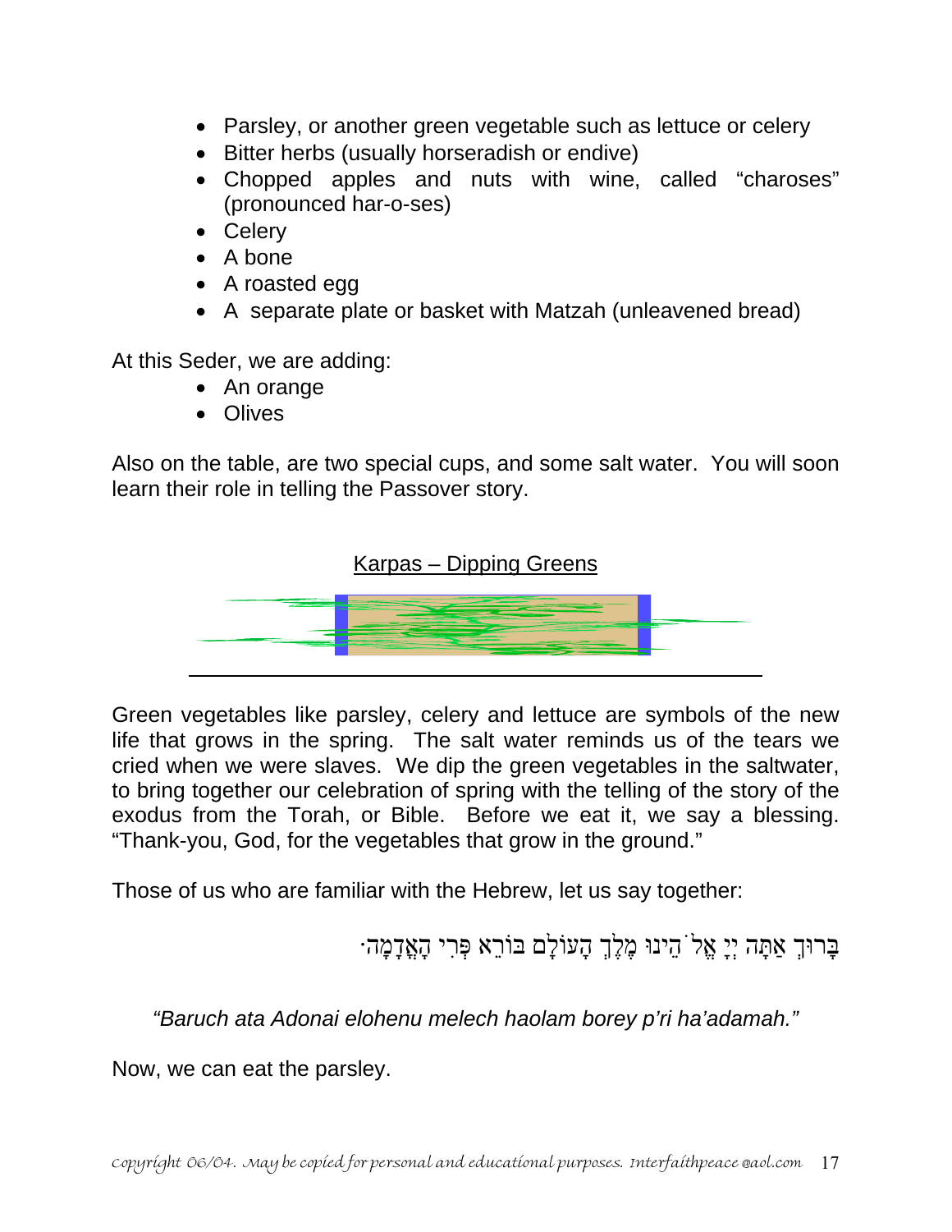- Parsley, or another green vegetable such as lettuce or celery
- Bitter herbs (usually horseradish or endive)
- Chopped apples and nuts with wine, called “charoses” (pronounced har-o-ses)
- Celery
- A bone
- A roasted egg
- A separate plate or basket with Matzah (unleavened bread)

At this Seder, we are adding:

- An orange
- Olives

Also on the table, are two special cups, and some salt water. You will soon learn their role in telling the Passover story.

## Karpas – Dipping Greens

Green vegetables like parsley, celery and lettuce are symbols of the new life that grows in the spring. The salt water reminds us of the tears we cried when we were slaves. We dip the green vegetables in the saltwater, to bring together our celebration of spring with the telling of the story of the exodus from the Torah, or Bible. Before we eat it, we say a blessing. “Thank-you, God, for the vegetables that grow in the ground.”

Those of us who are familiar with the Hebrew, let us say together:

בָּרוּךְ אַתָּה יְיָ אֱלֹהֵינוּ מֶלֶךְ הָעוֹלָם בּוֹרֵא פְּרִי הָאֲדָמָה.

*“Baruch ata Adonai elohenu melech haolam borey p’ri ha’adamah.”*

Now, we can eat the parsley.

*copyright 06/04. May be copied for personal and educational purposes. Interfaithpeace @aol.com*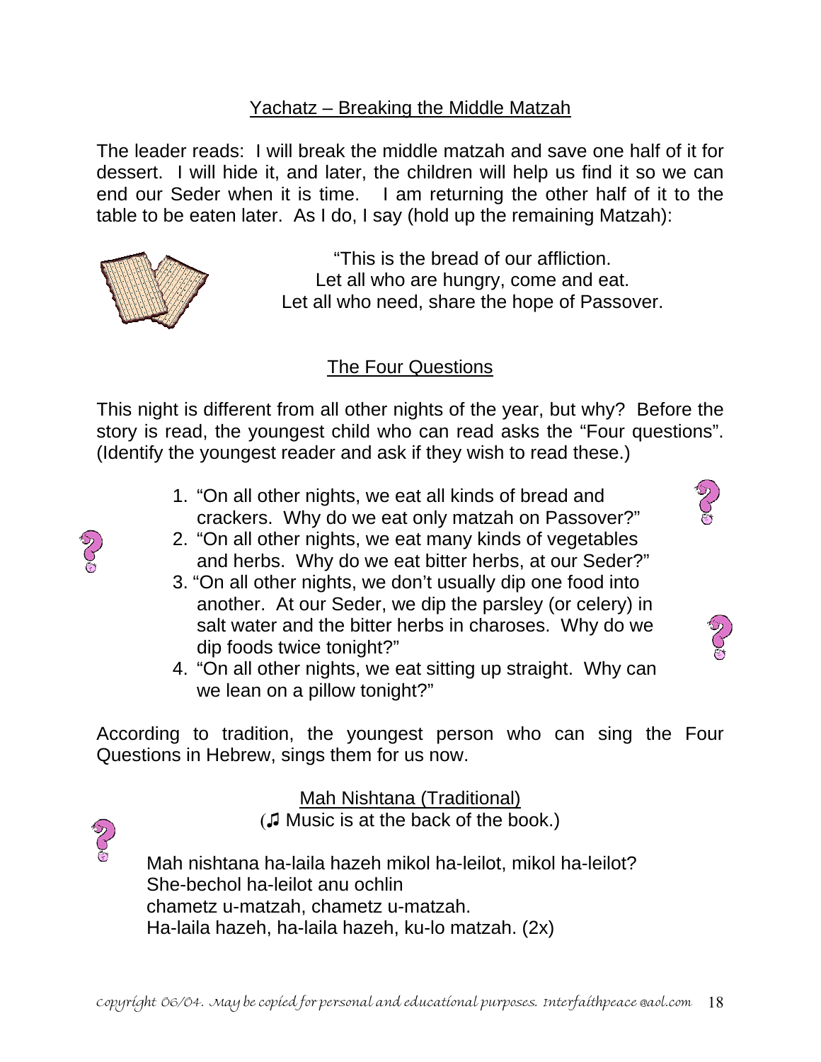## Yachatz – Breaking the Middle Matzah

The leader reads: I will break the middle matzah and save one half of it for dessert. I will hide it, and later, the children will help us find it so we can end our Seder when it is time. I am returning the other half of it to the table to be eaten later. As I do, I say (hold up the remaining Matzah):

"This is the bread of our affliction.
Let all who are hungry, come and eat.
Let all who need, share the hope of Passover.

## The Four Questions

This night is different from all other nights of the year, but why? Before the story is read, the youngest child who can read asks the "Four questions". (Identify the youngest reader and ask if they wish to read these.)

1. "On all other nights, we eat all kinds of bread and crackers. Why do we eat only matzah on Passover?"
2. "On all other nights, we eat many kinds of vegetables and herbs. Why do we eat bitter herbs, at our Seder?"
3. "On all other nights, we don't usually dip one food into another. At our Seder, we dip the parsley (or celery) in salt water and the bitter herbs in charoses. Why do we dip foods twice tonight?"
4. "On all other nights, we eat sitting up straight. Why can we lean on a pillow tonight?"

According to tradition, the youngest person who can sing the Four Questions in Hebrew, sings them for us now.

### Mah Nishtana (Traditional)

(♫ Music is at the back of the book.)

Mah nishtana ha-laila hazeh mikol ha-leilot, mikol ha-leilot?
She-bechol ha-leilot anu ochlin
chametz u-matzah, chametz u-matzah.
Ha-laila hazeh, ha-laila hazeh, ku-lo matzah. (2x)

*copyright 06/04. May be copied for personal and educational purposes. Interfaithpeace@aol.com*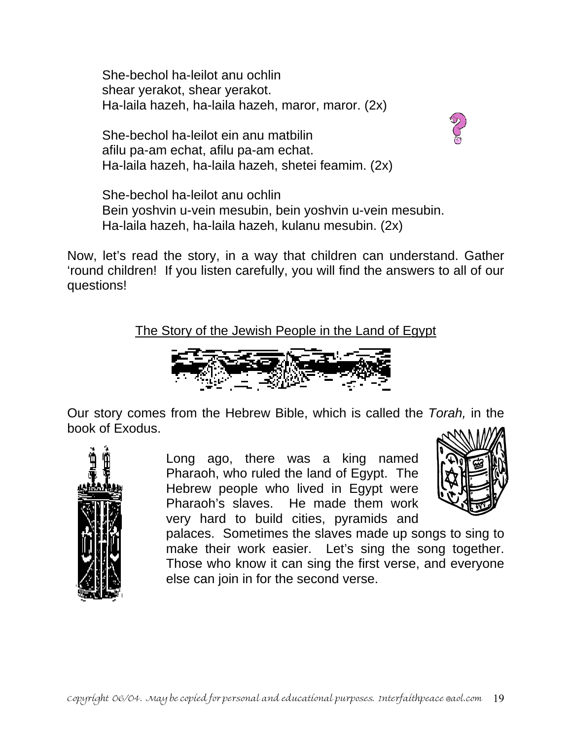She-bechol ha-leilot anu ochlin
shear yerakot, shear yerakot.
Ha-laila hazeh, ha-laila hazeh, maror, maror. (2x)

She-bechol ha-leilot ein anu matbilin
afilu pa-am echat, afilu pa-am echat.
Ha-laila hazeh, ha-laila hazeh, shetei feamim. (2x)

She-bechol ha-leilot anu ochlin
Bein yoshvin u-vein mesubin, bein yoshvin u-vein mesubin.
Ha-laila hazeh, ha-laila hazeh, kulanu mesubin. (2x)

Now, let's read the story, in a way that children can understand. Gather 'round children! If you listen carefully, you will find the answers to all of our questions!

## The Story of the Jewish People in the Land of Egypt

Our story comes from the Hebrew Bible, which is called the *Torah,* in the book of Exodus.

Long ago, there was a king named Pharaoh, who ruled the land of Egypt. The Hebrew people who lived in Egypt were Pharaoh's slaves. He made them work very hard to build cities, pyramids and palaces. Sometimes the slaves made up songs to sing to make their work easier. Let's sing the song together. Those who know it can sing the first verse, and everyone else can join in for the second verse.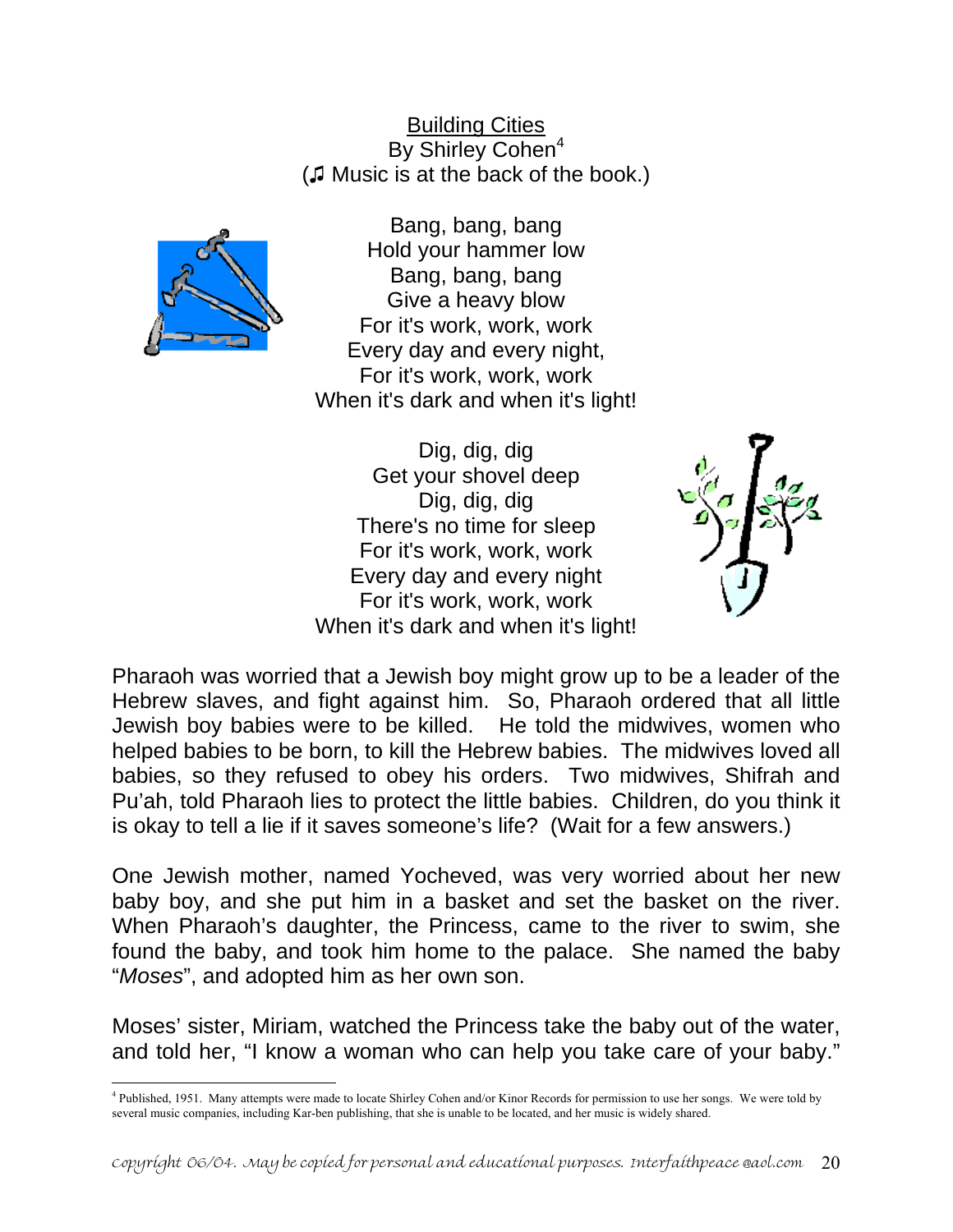<u>Building Cities</u>
By Shirley Cohen[4]
(♫ Music is at the back of the book.)

Bang, bang, bang
Hold your hammer low
Bang, bang, bang
Give a heavy blow
For it's work, work, work
Every day and every night,
For it's work, work, work
When it's dark and when it's light!

Dig, dig, dig
Get your shovel deep
Dig, dig, dig
There's no time for sleep
For it's work, work, work
Every day and every night
For it's work, work, work
When it's dark and when it's light!

Pharaoh was worried that a Jewish boy might grow up to be a leader of the Hebrew slaves, and fight against him. So, Pharaoh ordered that all little Jewish boy babies were to be killed. He told the midwives, women who helped babies to be born, to kill the Hebrew babies. The midwives loved all babies, so they refused to obey his orders. Two midwives, Shifrah and Pu'ah, told Pharaoh lies to protect the little babies. Children, do you think it is okay to tell a lie if it saves someone's life? (Wait for a few answers.)

One Jewish mother, named Yocheved, was very worried about her new baby boy, and she put him in a basket and set the basket on the river. When Pharaoh's daughter, the Princess, came to the river to swim, she found the baby, and took him home to the palace. She named the baby "*Moses*", and adopted him as her own son.

Moses' sister, Miriam, watched the Princess take the baby out of the water, and told her, "I know a woman who can help you take care of your baby."

---

[4] Published, 1951. Many attempts were made to locate Shirley Cohen and/or Kinor Records for permission to use her songs. We were told by several music companies, including Kar-ben publishing, that she is unable to be located, and her music is widely shared.

*copyright 06/04. May be copied for personal and educational purposes. Interfaithpeace@aol.com*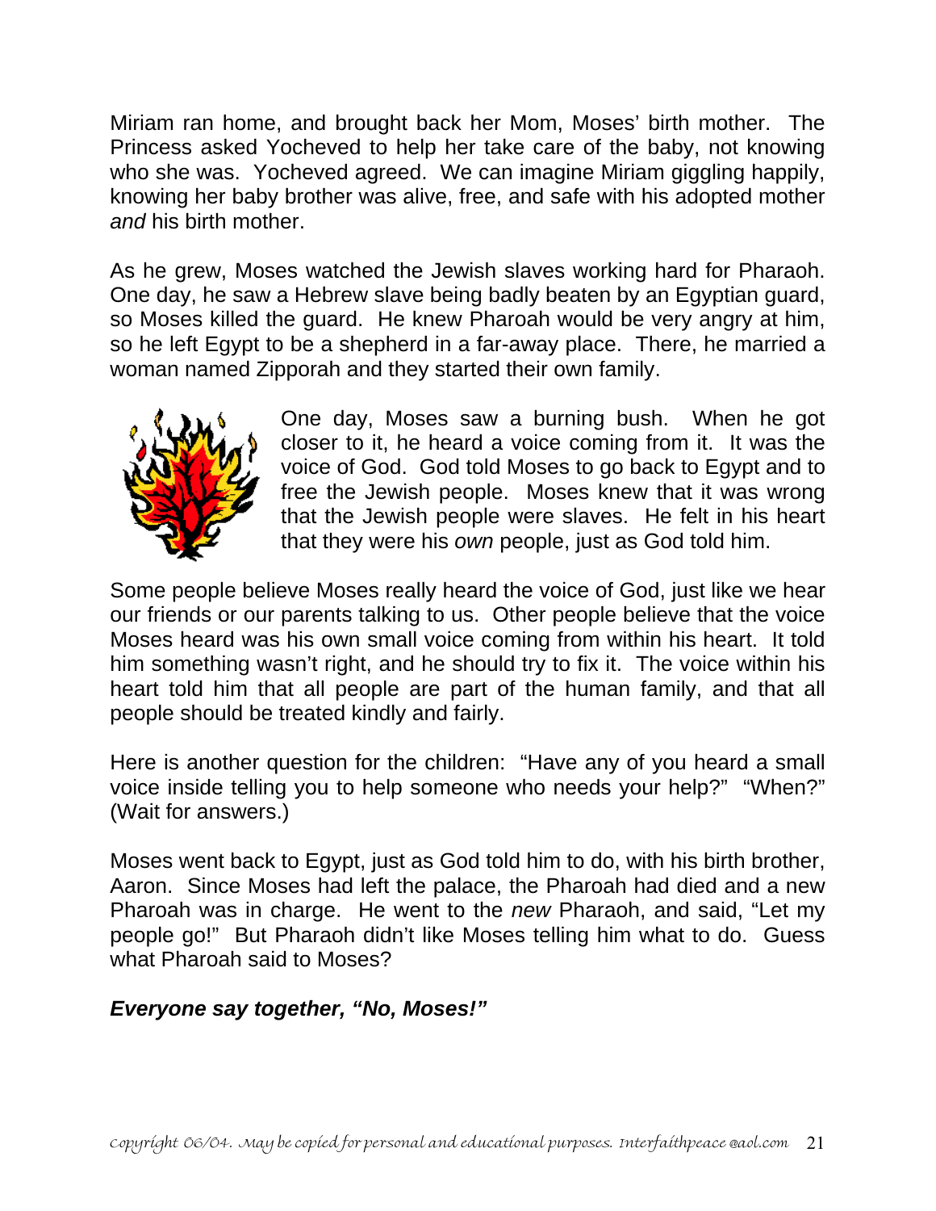Miriam ran home, and brought back her Mom, Moses' birth mother. The Princess asked Yocheved to help her take care of the baby, not knowing who she was. Yocheved agreed. We can imagine Miriam giggling happily, knowing her baby brother was alive, free, and safe with his adopted mother *and* his birth mother.

As he grew, Moses watched the Jewish slaves working hard for Pharaoh. One day, he saw a Hebrew slave being badly beaten by an Egyptian guard, so Moses killed the guard. He knew Pharoah would be very angry at him, so he left Egypt to be a shepherd in a far-away place. There, he married a woman named Zipporah and they started their own family.

One day, Moses saw a burning bush. When he got closer to it, he heard a voice coming from it. It was the voice of God. God told Moses to go back to Egypt and to free the Jewish people. Moses knew that it was wrong that the Jewish people were slaves. He felt in his heart that they were his *own* people, just as God told him.

Some people believe Moses really heard the voice of God, just like we hear our friends or our parents talking to us. Other people believe that the voice Moses heard was his own small voice coming from within his heart. It told him something wasn't right, and he should try to fix it. The voice within his heart told him that all people are part of the human family, and that all people should be treated kindly and fairly.

Here is another question for the children: "Have any of you heard a small voice inside telling you to help someone who needs your help?" "When?" (Wait for answers.)

Moses went back to Egypt, just as God told him to do, with his birth brother, Aaron. Since Moses had left the palace, the Pharoah had died and a new Pharoah was in charge. He went to the *new* Pharaoh, and said, "Let my people go!" But Pharaoh didn't like Moses telling him what to do. Guess what Pharoah said to Moses?

***Everyone say together, "No, Moses!"***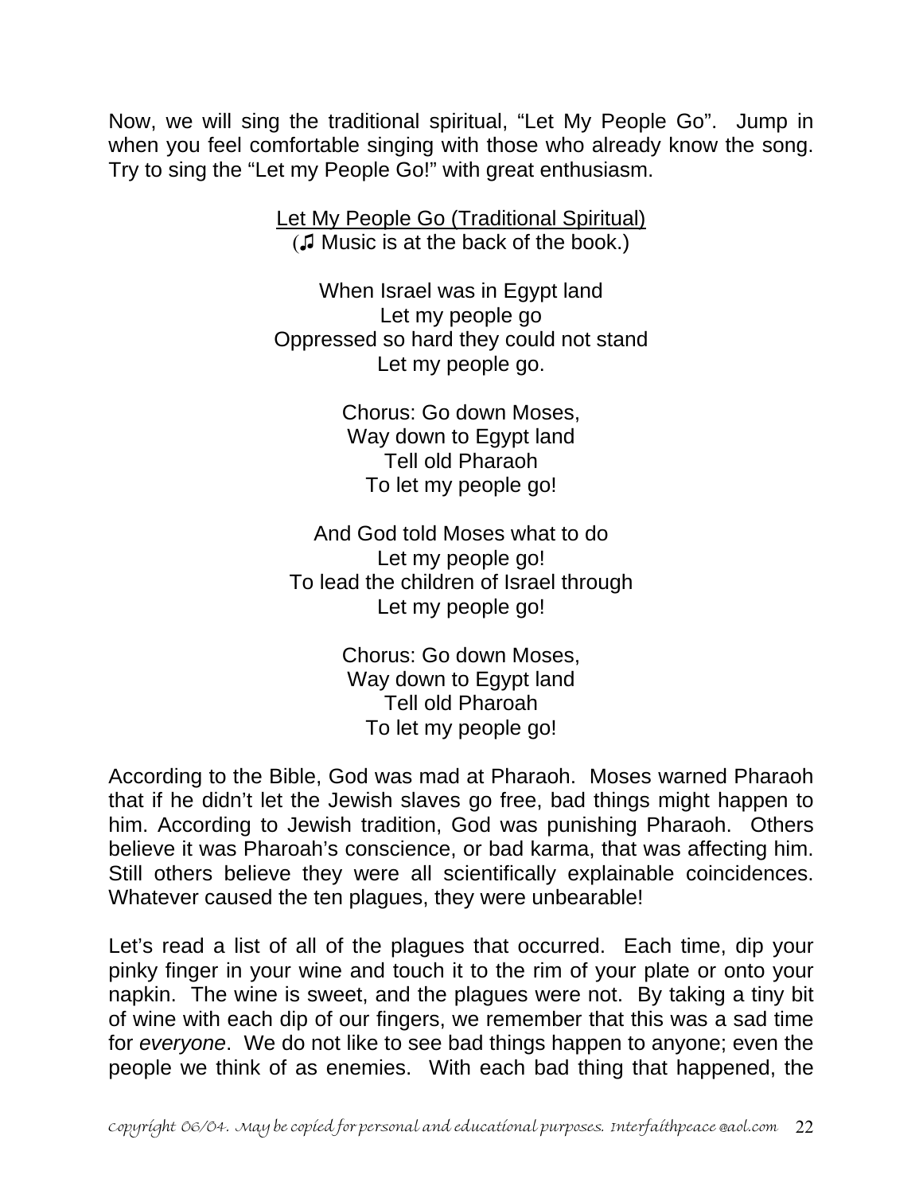Now, we will sing the traditional spiritual, "Let My People Go". Jump in when you feel comfortable singing with those who already know the song. Try to sing the "Let my People Go!" with great enthusiasm.

<u>Let My People Go (Traditional Spiritual)</u>
(♫ Music is at the back of the book.)

When Israel was in Egypt land
Let my people go
Oppressed so hard they could not stand
Let my people go.

Chorus: Go down Moses,
Way down to Egypt land
Tell old Pharaoh
To let my people go!

And God told Moses what to do
Let my people go!
To lead the children of Israel through
Let my people go!

Chorus: Go down Moses,
Way down to Egypt land
Tell old Pharoah
To let my people go!

According to the Bible, God was mad at Pharaoh. Moses warned Pharaoh that if he didn't let the Jewish slaves go free, bad things might happen to him. According to Jewish tradition, God was punishing Pharaoh. Others believe it was Pharoah's conscience, or bad karma, that was affecting him. Still others believe they were all scientifically explainable coincidences. Whatever caused the ten plagues, they were unbearable!

Let's read a list of all of the plagues that occurred. Each time, dip your pinky finger in your wine and touch it to the rim of your plate or onto your napkin. The wine is sweet, and the plagues were not. By taking a tiny bit of wine with each dip of our fingers, we remember that this was a sad time for *everyone*. We do not like to see bad things happen to anyone; even the people we think of as enemies. With each bad thing that happened, the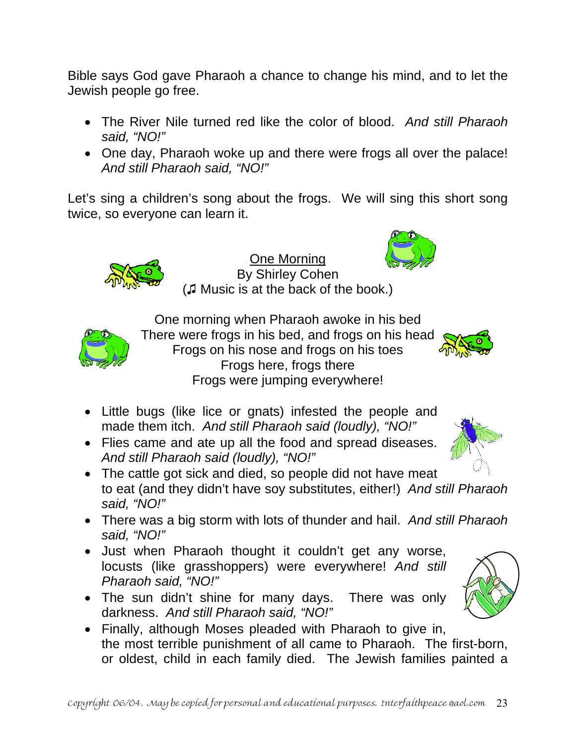Bible says God gave Pharaoh a chance to change his mind, and to let the Jewish people go free.

- The River Nile turned red like the color of blood. *And still Pharaoh said, "NO!"*
- One day, Pharaoh woke up and there were frogs all over the palace! *And still Pharaoh said, "NO!"*

Let's sing a children's song about the frogs. We will sing this short song twice, so everyone can learn it.

<u>One Morning</u>
By Shirley Cohen
(♫ Music is at the back of the book.)

One morning when Pharaoh awoke in his bed
There were frogs in his bed, and frogs on his head
Frogs on his nose and frogs on his toes
Frogs here, frogs there
Frogs were jumping everywhere!

- Little bugs (like lice or gnats) infested the people and made them itch. *And still Pharaoh said (loudly), "NO!"*
- Flies came and ate up all the food and spread diseases. *And still Pharaoh said (loudly), "NO!"*
- The cattle got sick and died, so people did not have meat to eat (and they didn't have soy substitutes, either!) *And still Pharaoh said, "NO!"*
- There was a big storm with lots of thunder and hail. *And still Pharaoh said, "NO!"*
- Just when Pharaoh thought it couldn't get any worse, locusts (like grasshoppers) were everywhere! *And still Pharaoh said, "NO!"*
- The sun didn't shine for many days. There was only darkness. *And still Pharaoh said, "NO!"*
- Finally, although Moses pleaded with Pharaoh to give in, the most terrible punishment of all came to Pharaoh. The first-born, or oldest, child in each family died. The Jewish families painted a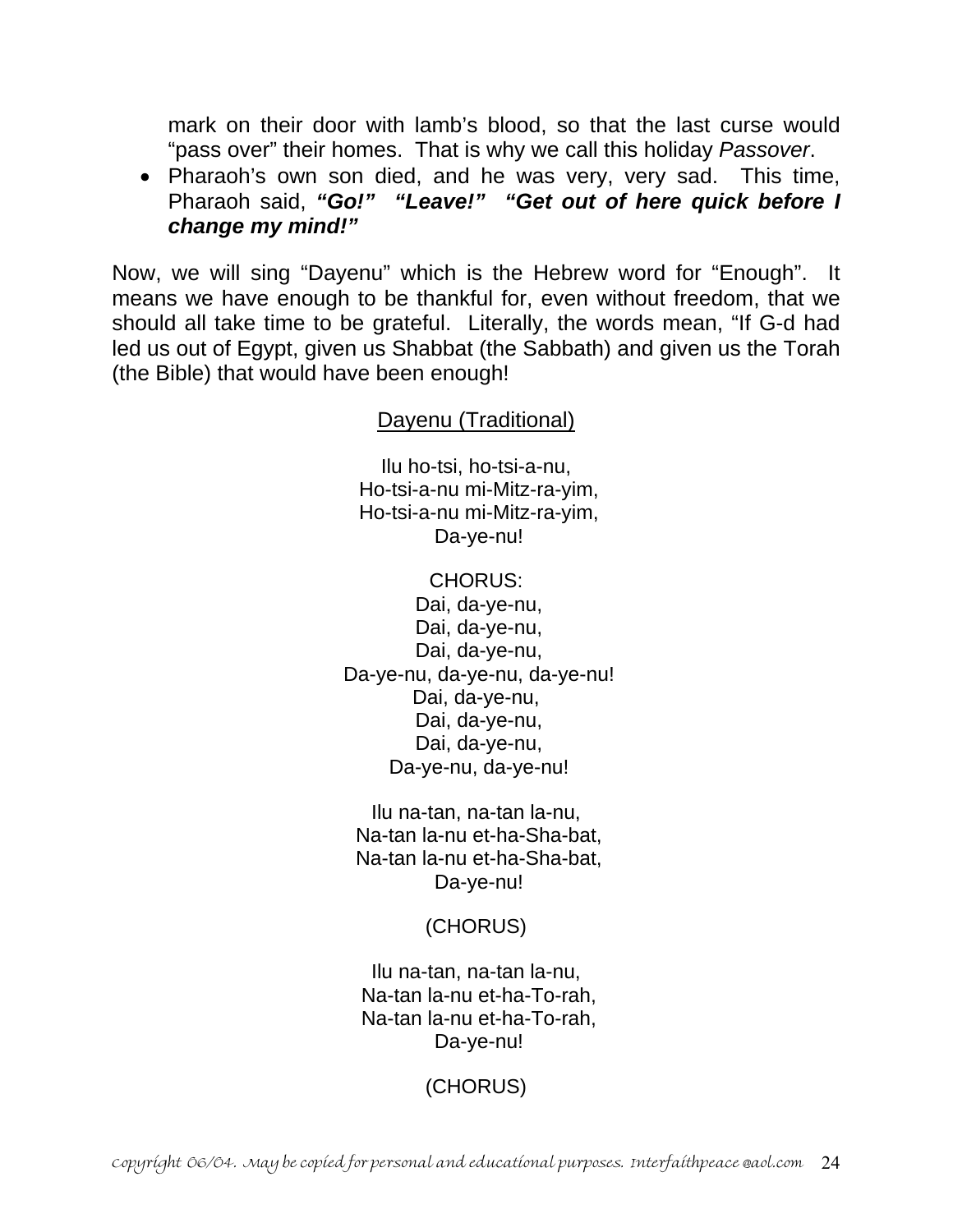mark on their door with lamb's blood, so that the last curse would "pass over" their homes. That is why we call this holiday *Passover*.

- Pharaoh's own son died, and he was very, very sad. This time, Pharaoh said, ***"Go!" "Leave!" "Get out of here quick before I change my mind!"***

Now, we will sing "Dayenu" which is the Hebrew word for "Enough". It means we have enough to be thankful for, even without freedom, that we should all take time to be grateful. Literally, the words mean, "If G-d had led us out of Egypt, given us Shabbat (the Sabbath) and given us the Torah (the Bible) that would have been enough!

<u>Dayenu (Traditional)</u>

Ilu ho-tsi, ho-tsi-a-nu,
Ho-tsi-a-nu mi-Mitz-ra-yim,
Ho-tsi-a-nu mi-Mitz-ra-yim,
Da-ye-nu!

CHORUS:
Dai, da-ye-nu,
Dai, da-ye-nu,
Dai, da-ye-nu,
Da-ye-nu, da-ye-nu, da-ye-nu!
Dai, da-ye-nu,
Dai, da-ye-nu,
Dai, da-ye-nu,
Da-ye-nu, da-ye-nu!

Ilu na-tan, na-tan la-nu,
Na-tan la-nu et-ha-Sha-bat,
Na-tan la-nu et-ha-Sha-bat,
Da-ye-nu!

(CHORUS)

Ilu na-tan, na-tan la-nu,
Na-tan la-nu et-ha-To-rah,
Na-tan la-nu et-ha-To-rah,
Da-ye-nu!

(CHORUS)

*copyright 06/04. May be copied for personal and educational purposes. Interfaithpeace@aol.com*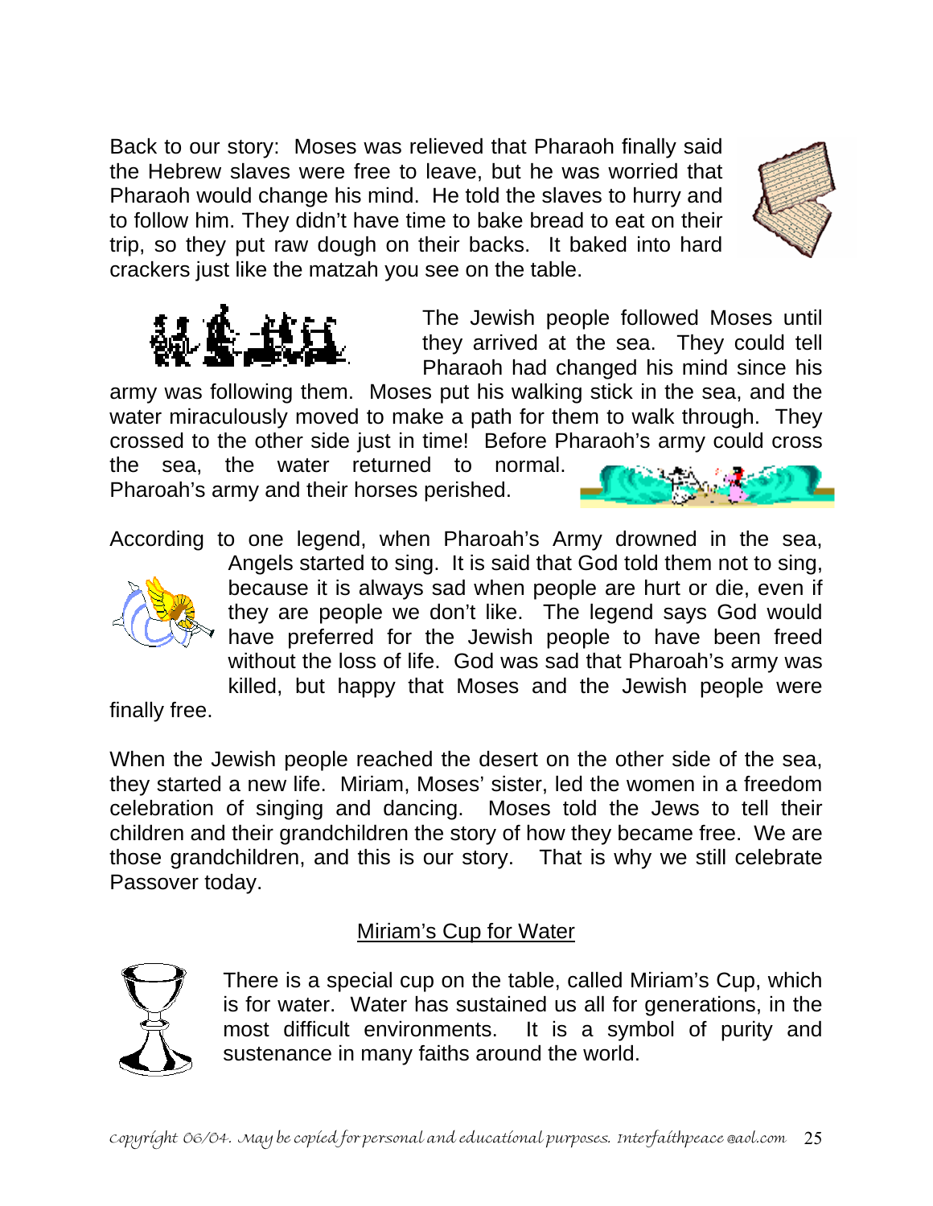Back to our story: Moses was relieved that Pharaoh finally said the Hebrew slaves were free to leave, but he was worried that Pharaoh would change his mind. He told the slaves to hurry and to follow him. They didn't have time to bake bread to eat on their trip, so they put raw dough on their backs. It baked into hard crackers just like the matzah you see on the table.

The Jewish people followed Moses until they arrived at the sea. They could tell Pharaoh had changed his mind since his army was following them. Moses put his walking stick in the sea, and the water miraculously moved to make a path for them to walk through. They crossed to the other side just in time! Before Pharaoh's army could cross the sea, the water returned to normal. Pharoah's army and their horses perished.

According to one legend, when Pharoah's Army drowned in the sea, Angels started to sing. It is said that God told them not to sing, because it is always sad when people are hurt or die, even if they are people we don't like. The legend says God would have preferred for the Jewish people to have been freed without the loss of life. God was sad that Pharoah's army was killed, but happy that Moses and the Jewish people were finally free.

When the Jewish people reached the desert on the other side of the sea, they started a new life. Miriam, Moses' sister, led the women in a freedom celebration of singing and dancing. Moses told the Jews to tell their children and their grandchildren the story of how they became free. We are those grandchildren, and this is our story. That is why we still celebrate Passover today.

## Miriam's Cup for Water

There is a special cup on the table, called Miriam's Cup, which is for water. Water has sustained us all for generations, in the most difficult environments. It is a symbol of purity and sustenance in many faiths around the world.

*copyright 06/04. May be copied for personal and educational purposes. Interfaithpeace @aol.com*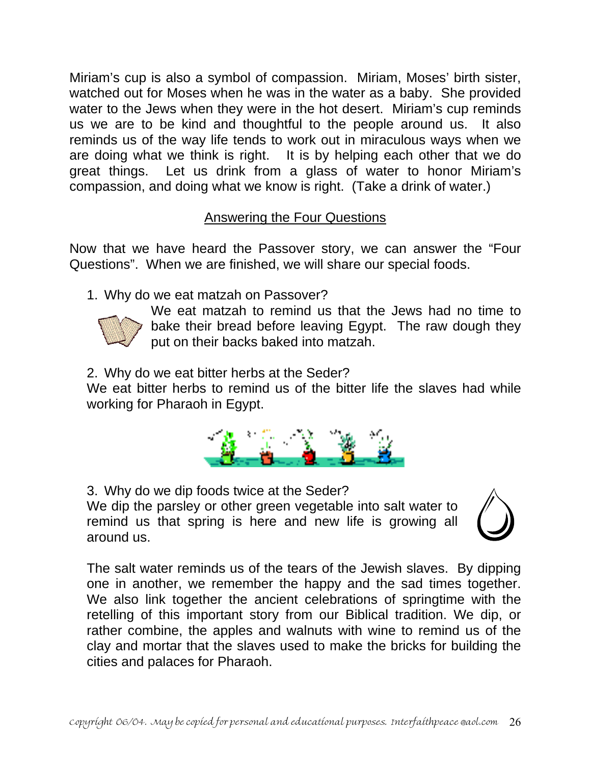Miriam's cup is also a symbol of compassion. Miriam, Moses' birth sister, watched out for Moses when he was in the water as a baby. She provided water to the Jews when they were in the hot desert. Miriam's cup reminds us we are to be kind and thoughtful to the people around us. It also reminds us of the way life tends to work out in miraculous ways when we are doing what we think is right. It is by helping each other that we do great things. Let us drink from a glass of water to honor Miriam's compassion, and doing what we know is right. (Take a drink of water.)

## Answering the Four Questions

Now that we have heard the Passover story, we can answer the "Four Questions". When we are finished, we will share our special foods.

1. Why do we eat matzah on Passover?

   We eat matzah to remind us that the Jews had no time to bake their bread before leaving Egypt. The raw dough they put on their backs baked into matzah.

2. Why do we eat bitter herbs at the Seder?

   We eat bitter herbs to remind us of the bitter life the slaves had while working for Pharaoh in Egypt.

3. Why do we dip foods twice at the Seder?

   We dip the parsley or other green vegetable into salt water to remind us that spring is here and new life is growing all around us.

   The salt water reminds us of the tears of the Jewish slaves. By dipping one in another, we remember the happy and the sad times together. We also link together the ancient celebrations of springtime with the retelling of this important story from our Biblical tradition. We dip, or rather combine, the apples and walnuts with wine to remind us of the clay and mortar that the slaves used to make the bricks for building the cities and palaces for Pharaoh.

*copyright 06/04. May be copied for personal and educational purposes. Interfaithpeace @aol.com*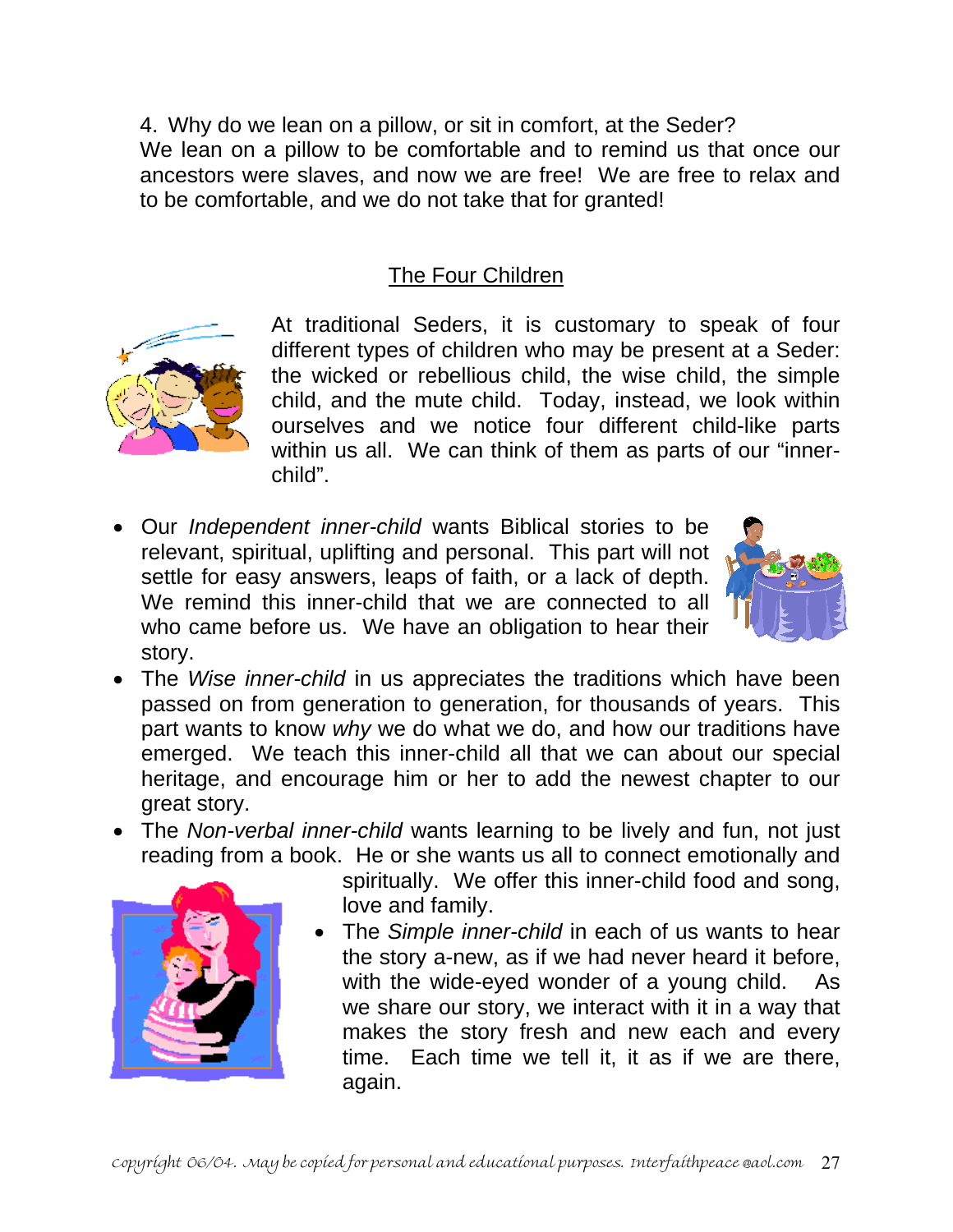4. Why do we lean on a pillow, or sit in comfort, at the Seder?
We lean on a pillow to be comfortable and to remind us that once our ancestors were slaves, and now we are free! We are free to relax and to be comfortable, and we do not take that for granted!

## The Four Children

At traditional Seders, it is customary to speak of four different types of children who may be present at a Seder: the wicked or rebellious child, the wise child, the simple child, and the mute child. Today, instead, we look within ourselves and we notice four different child-like parts within us all. We can think of them as parts of our "inner-child".

- Our *Independent inner-child* wants Biblical stories to be relevant, spiritual, uplifting and personal. This part will not settle for easy answers, leaps of faith, or a lack of depth. We remind this inner-child that we are connected to all who came before us. We have an obligation to hear their story.
- The *Wise inner-child* in us appreciates the traditions which have been passed on from generation to generation, for thousands of years. This part wants to know *why* we do what we do, and how our traditions have emerged. We teach this inner-child all that we can about our special heritage, and encourage him or her to add the newest chapter to our great story.
- The *Non-verbal inner-child* wants learning to be lively and fun, not just reading from a book. He or she wants us all to connect emotionally and spiritually. We offer this inner-child food and song, love and family.
- The *Simple inner-child* in each of us wants to hear the story a-new, as if we had never heard it before, with the wide-eyed wonder of a young child. As we share our story, we interact with it in a way that makes the story fresh and new each and every time. Each time we tell it, it as if we are there, again.

*copyright 06/04. May be copied for personal and educational purposes. Interfaithpeace@aol.com*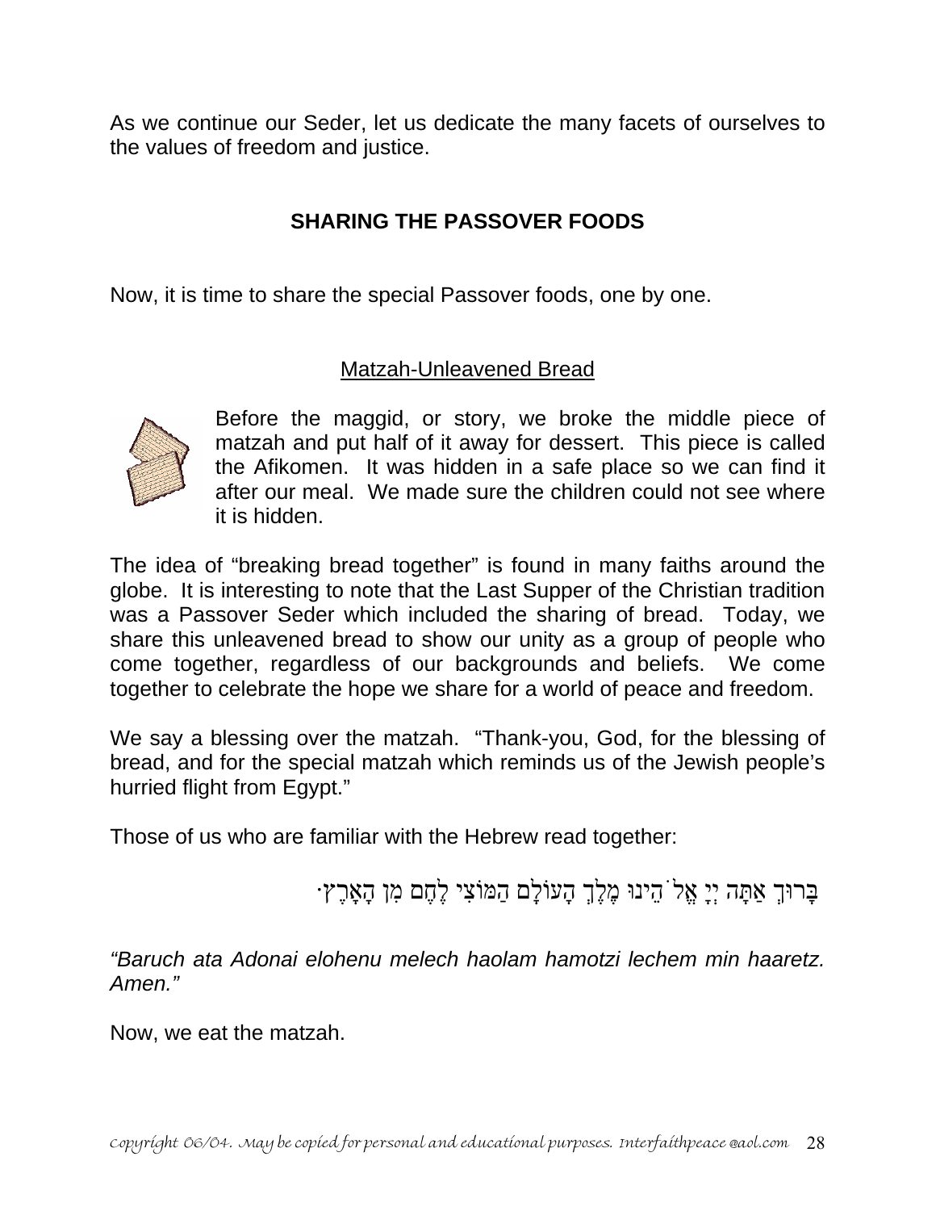As we continue our Seder, let us dedicate the many facets of ourselves to the values of freedom and justice.

## SHARING THE PASSOVER FOODS

Now, it is time to share the special Passover foods, one by one.

### Matzah-Unleavened Bread

Before the maggid, or story, we broke the middle piece of matzah and put half of it away for dessert. This piece is called the Afikomen. It was hidden in a safe place so we can find it after our meal. We made sure the children could not see where it is hidden.

The idea of "breaking bread together" is found in many faiths around the globe. It is interesting to note that the Last Supper of the Christian tradition was a Passover Seder which included the sharing of bread. Today, we share this unleavened bread to show our unity as a group of people who come together, regardless of our backgrounds and beliefs. We come together to celebrate the hope we share for a world of peace and freedom.

We say a blessing over the matzah. "Thank-you, God, for the blessing of bread, and for the special matzah which reminds us of the Jewish people's hurried flight from Egypt."

Those of us who are familiar with the Hebrew read together:

בָּרוּךְ אַתָּה יְיָ אֱלֹהֵינוּ מֶלֶךְ הָעוֹלָם הַמּוֹצִיא לֶחֶם מִן הָאָרֶץ.

*"Baruch ata Adonai elohenu melech haolam hamotzi lechem min haaretz. Amen."*

Now, we eat the matzah.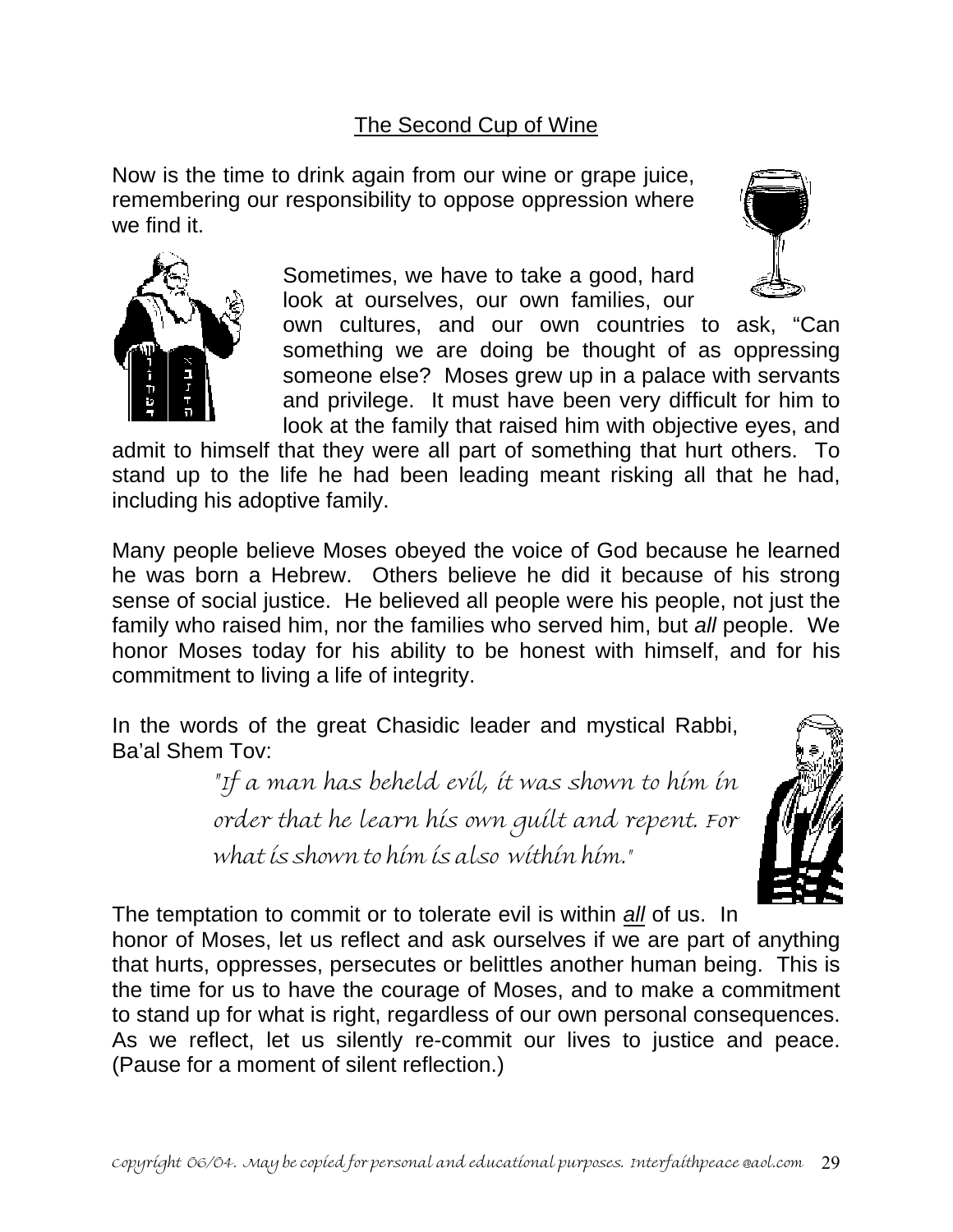## The Second Cup of Wine

Now is the time to drink again from our wine or grape juice, remembering our responsibility to oppose oppression where we find it.

Sometimes, we have to take a good, hard look at ourselves, our own families, our own cultures, and our own countries to ask, "Can something we are doing be thought of as oppressing someone else? Moses grew up in a palace with servants and privilege. It must have been very difficult for him to look at the family that raised him with objective eyes, and admit to himself that they were all part of something that hurt others. To stand up to the life he had been leading meant risking all that he had, including his adoptive family.

Many people believe Moses obeyed the voice of God because he learned he was born a Hebrew. Others believe he did it because of his strong sense of social justice. He believed all people were his people, not just the family who raised him, nor the families who served him, but *all* people. We honor Moses today for his ability to be honest with himself, and for his commitment to living a life of integrity.

In the words of the great Chasidic leader and mystical Rabbi, Ba'al Shem Tov:

> *"If a man has beheld evil, it was shown to him in order that he learn his own guilt and repent. For what is shown to him is also within him."*

The temptation to commit or to tolerate evil is within ***all*** of us. In honor of Moses, let us reflect and ask ourselves if we are part of anything that hurts, oppresses, persecutes or belittles another human being. This is the time for us to have the courage of Moses, and to make a commitment to stand up for what is right, regardless of our own personal consequences. As we reflect, let us silently re-commit our lives to justice and peace. (Pause for a moment of silent reflection.)

*Copyright 06/04. May be copied for personal and educational purposes. Interfaithpeace @aol.com*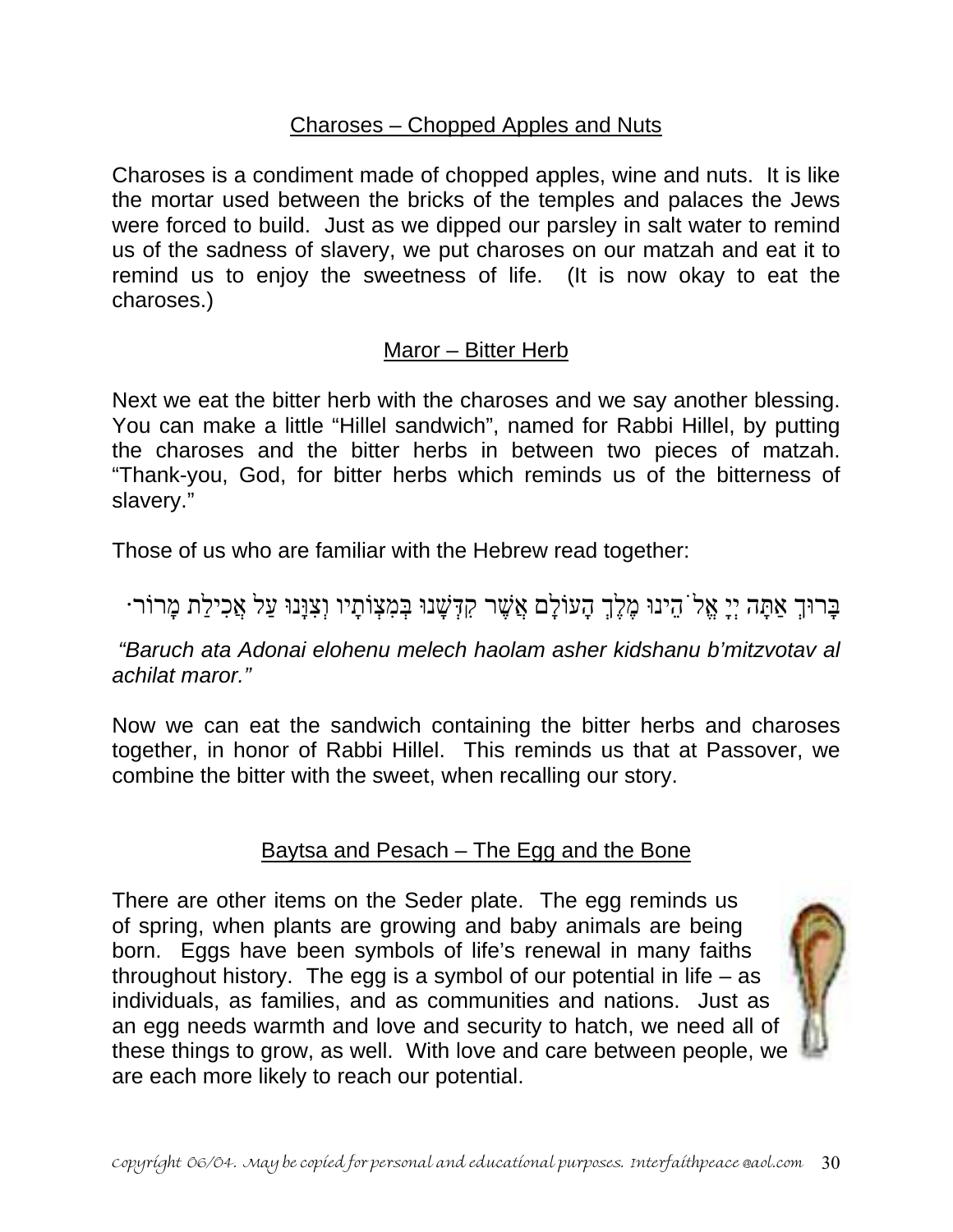## Charoses – Chopped Apples and Nuts

Charoses is a condiment made of chopped apples, wine and nuts. It is like the mortar used between the bricks of the temples and palaces the Jews were forced to build. Just as we dipped our parsley in salt water to remind us of the sadness of slavery, we put charoses on our matzah and eat it to remind us to enjoy the sweetness of life. (It is now okay to eat the charoses.)

## Maror – Bitter Herb

Next we eat the bitter herb with the charoses and we say another blessing. You can make a little "Hillel sandwich", named for Rabbi Hillel, by putting the charoses and the bitter herbs in between two pieces of matzah. "Thank-you, God, for bitter herbs which reminds us of the bitterness of slavery."

Those of us who are familiar with the Hebrew read together:

בָּרוּךְ אַתָּה יְיָ אֱלֹהֵינוּ מֶלֶךְ הָעוֹלָם אֲשֶׁר קִדְּשָׁנוּ בְּמִצְוֹתָיו וְצִוָּנוּ עַל אֲכִילַת מָרוֹר׃

*"Baruch ata Adonai elohenu melech haolam asher kidshanu b'mitzvotav al achilat maror."*

Now we can eat the sandwich containing the bitter herbs and charoses together, in honor of Rabbi Hillel. This reminds us that at Passover, we combine the bitter with the sweet, when recalling our story.

## Baytsa and Pesach – The Egg and the Bone

There are other items on the Seder plate. The egg reminds us of spring, when plants are growing and baby animals are being born. Eggs have been symbols of life's renewal in many faiths throughout history. The egg is a symbol of our potential in life – as individuals, as families, and as communities and nations. Just as an egg needs warmth and love and security to hatch, we need all of these things to grow, as well. With love and care between people, we are each more likely to reach our potential.

*Copyright 06/04. May be copied for personal and educational purposes. Interfaithpeace@aol.com*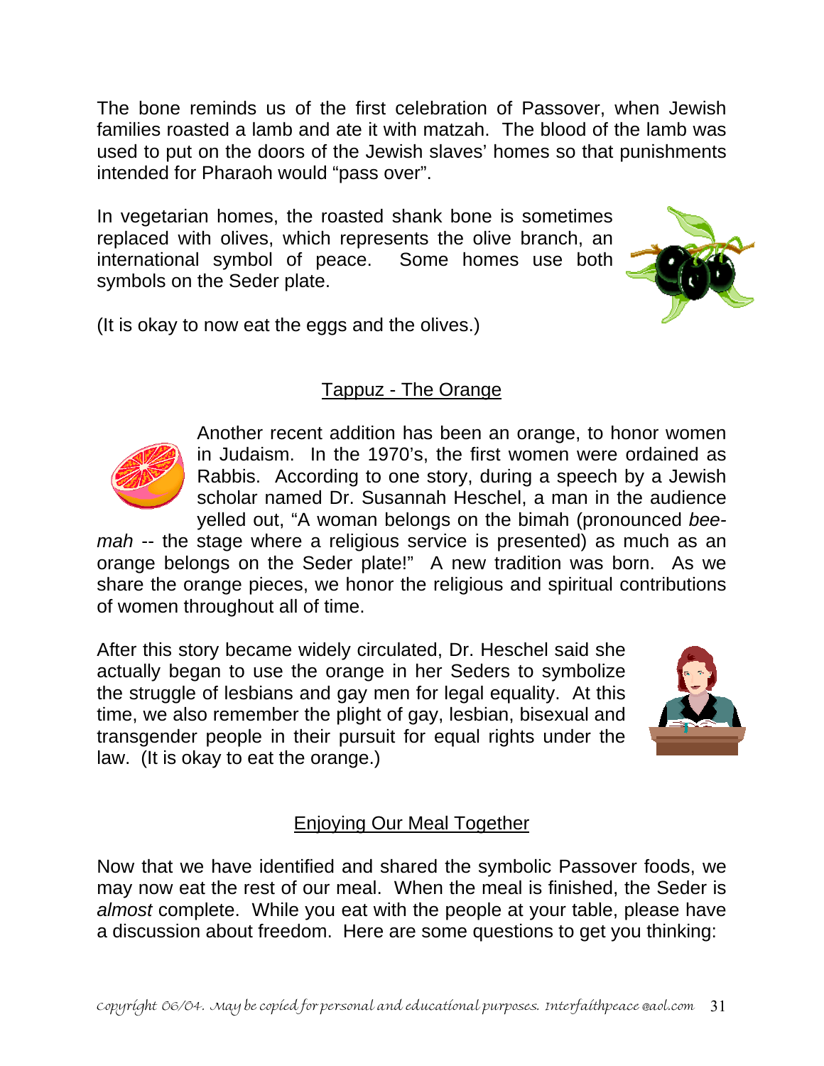The bone reminds us of the first celebration of Passover, when Jewish families roasted a lamb and ate it with matzah. The blood of the lamb was used to put on the doors of the Jewish slaves' homes so that punishments intended for Pharaoh would "pass over".

In vegetarian homes, the roasted shank bone is sometimes replaced with olives, which represents the olive branch, an international symbol of peace. Some homes use both symbols on the Seder plate.

(It is okay to now eat the eggs and the olives.)

## Tappuz - The Orange

Another recent addition has been an orange, to honor women in Judaism. In the 1970's, the first women were ordained as Rabbis. According to one story, during a speech by a Jewish scholar named Dr. Susannah Heschel, a man in the audience yelled out, "A woman belongs on the bimah (pronounced *bee-mah* -- the stage where a religious service is presented) as much as an orange belongs on the Seder plate!" A new tradition was born. As we share the orange pieces, we honor the religious and spiritual contributions of women throughout all of time.

After this story became widely circulated, Dr. Heschel said she actually began to use the orange in her Seders to symbolize the struggle of lesbians and gay men for legal equality. At this time, we also remember the plight of gay, lesbian, bisexual and transgender people in their pursuit for equal rights under the law. (It is okay to eat the orange.)

## Enjoying Our Meal Together

Now that we have identified and shared the symbolic Passover foods, we may now eat the rest of our meal. When the meal is finished, the Seder is *almost* complete. While you eat with the people at your table, please have a discussion about freedom. Here are some questions to get you thinking:

*copyright 06/04. May be copied for personal and educational purposes. Interfaithpeace @aol.com*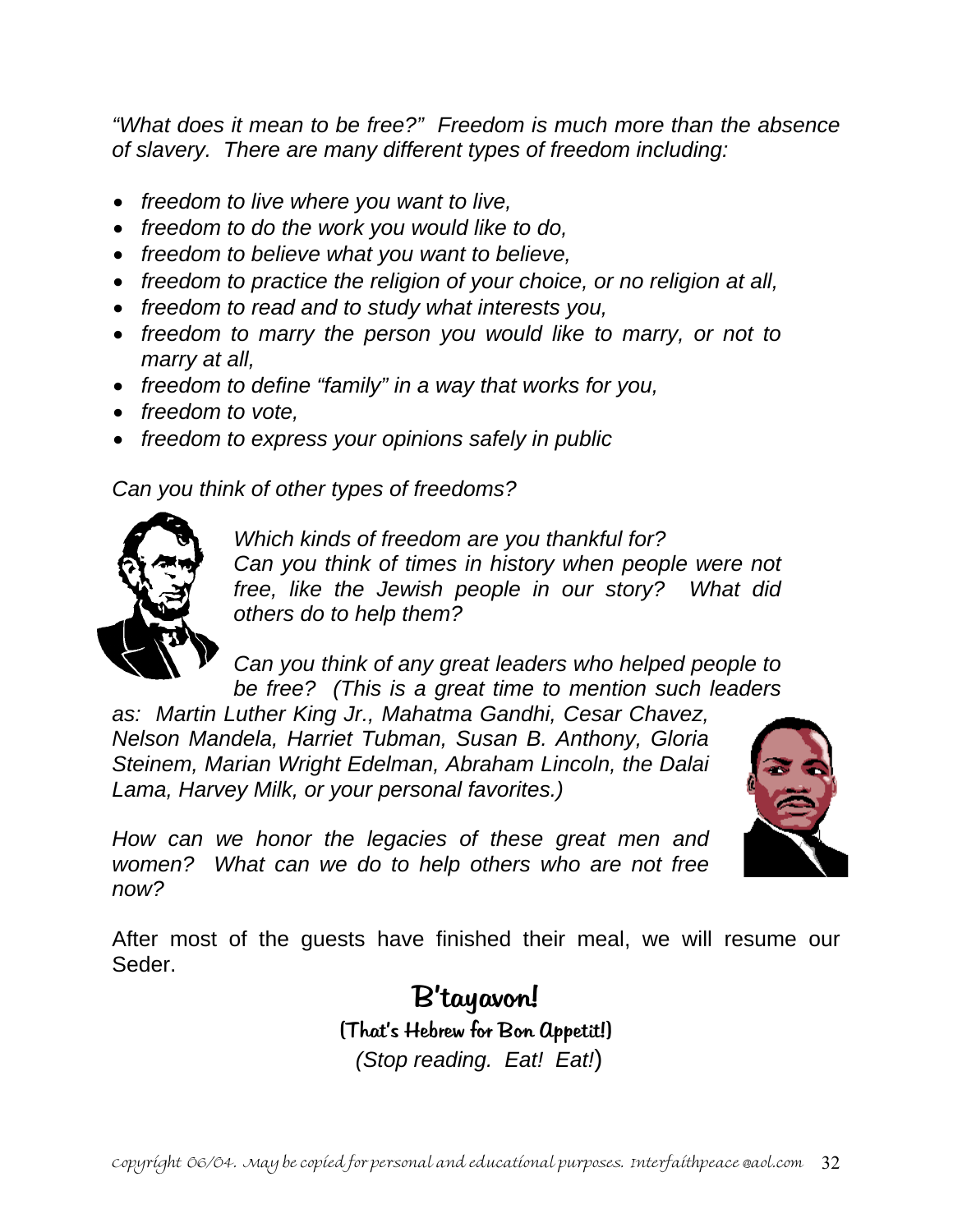*"What does it mean to be free?" Freedom is much more than the absence of slavery. There are many different types of freedom including:*

- *freedom to live where you want to live,*
- *freedom to do the work you would like to do,*
- *freedom to believe what you want to believe,*
- *freedom to practice the religion of your choice, or no religion at all,*
- *freedom to read and to study what interests you,*
- *freedom to marry the person you would like to marry, or not to marry at all,*
- *freedom to define "family" in a way that works for you,*
- *freedom to vote,*
- *freedom to express your opinions safely in public*

*Can you think of other types of freedoms?*

*Which kinds of freedom are you thankful for?*
*Can you think of times in history when people were not free, like the Jewish people in our story? What did others do to help them?*

*Can you think of any great leaders who helped people to be free? (This is a great time to mention such leaders as: Martin Luther King Jr., Mahatma Gandhi, Cesar Chavez, Nelson Mandela, Harriet Tubman, Susan B. Anthony, Gloria Steinem, Marian Wright Edelman, Abraham Lincoln, the Dalai Lama, Harvey Milk, or your personal favorites.)*

*How can we honor the legacies of these great men and women? What can we do to help others who are not free now?*

After most of the guests have finished their meal, we will resume our Seder.

**B'tayavon!**

**(That's Hebrew for Bon Appetit!)**

*(Stop reading. Eat! Eat!)*

*copyright 06/04. May be copied for personal and educational purposes. Interfaithpeace@aol.com*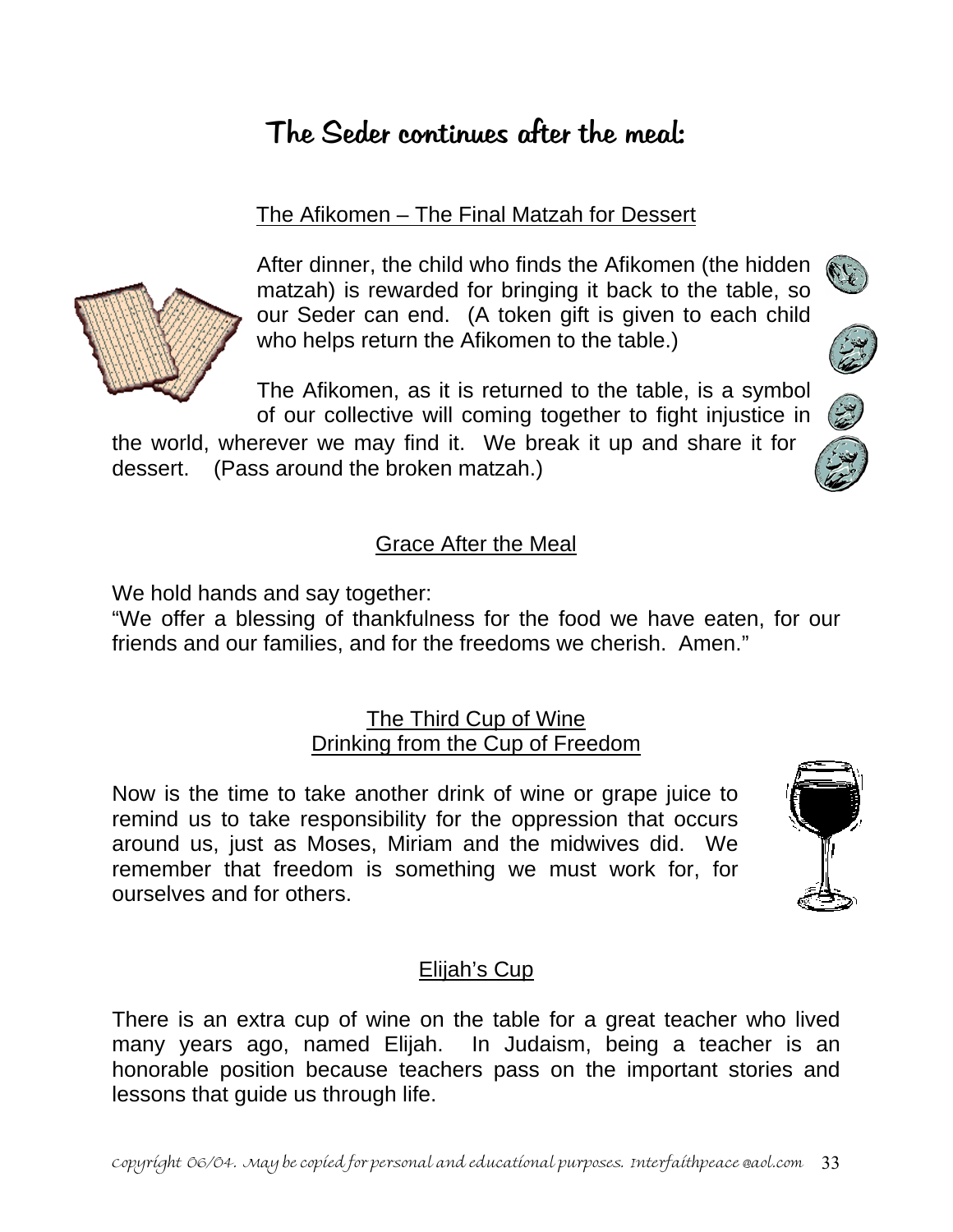# The Seder continues after the meal:

## The Afikomen – The Final Matzah for Dessert

After dinner, the child who finds the Afikomen (the hidden matzah) is rewarded for bringing it back to the table, so our Seder can end. (A token gift is given to each child who helps return the Afikomen to the table.)

The Afikomen, as it is returned to the table, is a symbol of our collective will coming together to fight injustice in the world, wherever we may find it. We break it up and share it for dessert. (Pass around the broken matzah.)

## Grace After the Meal

We hold hands and say together:
"We offer a blessing of thankfulness for the food we have eaten, for our friends and our families, and for the freedoms we cherish. Amen."

## The Third Cup of Wine
## Drinking from the Cup of Freedom

Now is the time to take another drink of wine or grape juice to remind us to take responsibility for the oppression that occurs around us, just as Moses, Miriam and the midwives did. We remember that freedom is something we must work for, for ourselves and for others.

## Elijah's Cup

There is an extra cup of wine on the table for a great teacher who lived many years ago, named Elijah. In Judaism, being a teacher is an honorable position because teachers pass on the important stories and lessons that guide us through life.

*copyright 06/04. May be copied for personal and educational purposes. Interfaithpeace @aol.com*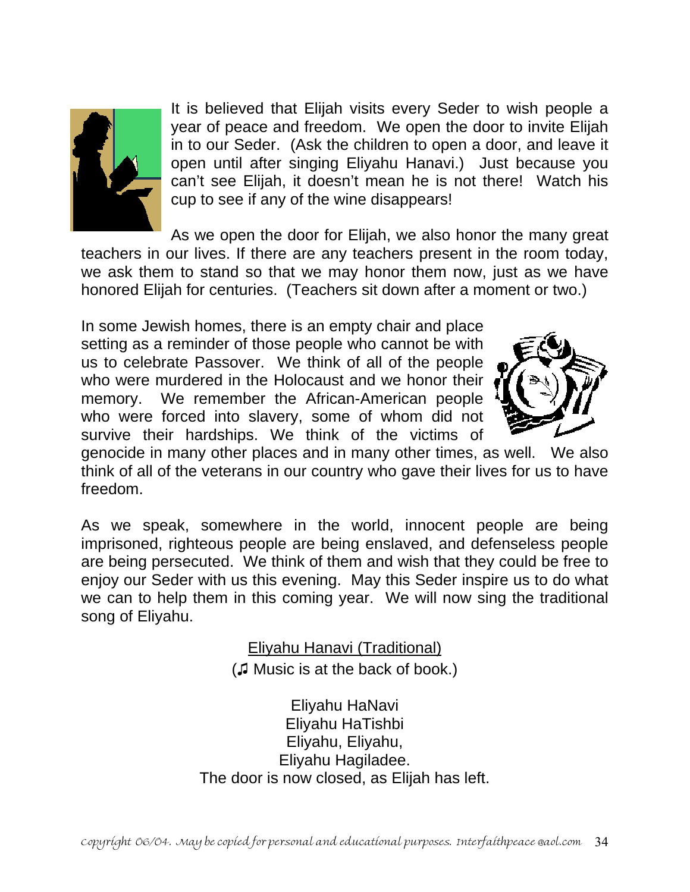It is believed that Elijah visits every Seder to wish people a year of peace and freedom. We open the door to invite Elijah in to our Seder. (Ask the children to open a door, and leave it open until after singing Eliyahu Hanavi.) Just because you can't see Elijah, it doesn't mean he is not there! Watch his cup to see if any of the wine disappears!

As we open the door for Elijah, we also honor the many great teachers in our lives. If there are any teachers present in the room today, we ask them to stand so that we may honor them now, just as we have honored Elijah for centuries. (Teachers sit down after a moment or two.)

In some Jewish homes, there is an empty chair and place setting as a reminder of those people who cannot be with us to celebrate Passover. We think of all of the people who were murdered in the Holocaust and we honor their memory. We remember the African-American people who were forced into slavery, some of whom did not survive their hardships. We think of the victims of genocide in many other places and in many other times, as well. We also think of all of the veterans in our country who gave their lives for us to have freedom.

As we speak, somewhere in the world, innocent people are being imprisoned, righteous people are being enslaved, and defenseless people are being persecuted. We think of them and wish that they could be free to enjoy our Seder with us this evening. May this Seder inspire us to do what we can to help them in this coming year. We will now sing the traditional song of Eliyahu.

<u>Eliyahu Hanavi (Traditional)</u>
(♫ Music is at the back of book.)

Eliyahu HaNavi
Eliyahu HaTishbi
Eliyahu, Eliyahu,
Eliyahu Hagiladee.
The door is now closed, as Elijah has left.

*copyright 06/04. May be copied for personal and educational purposes. Interfaithpeace@aol.com*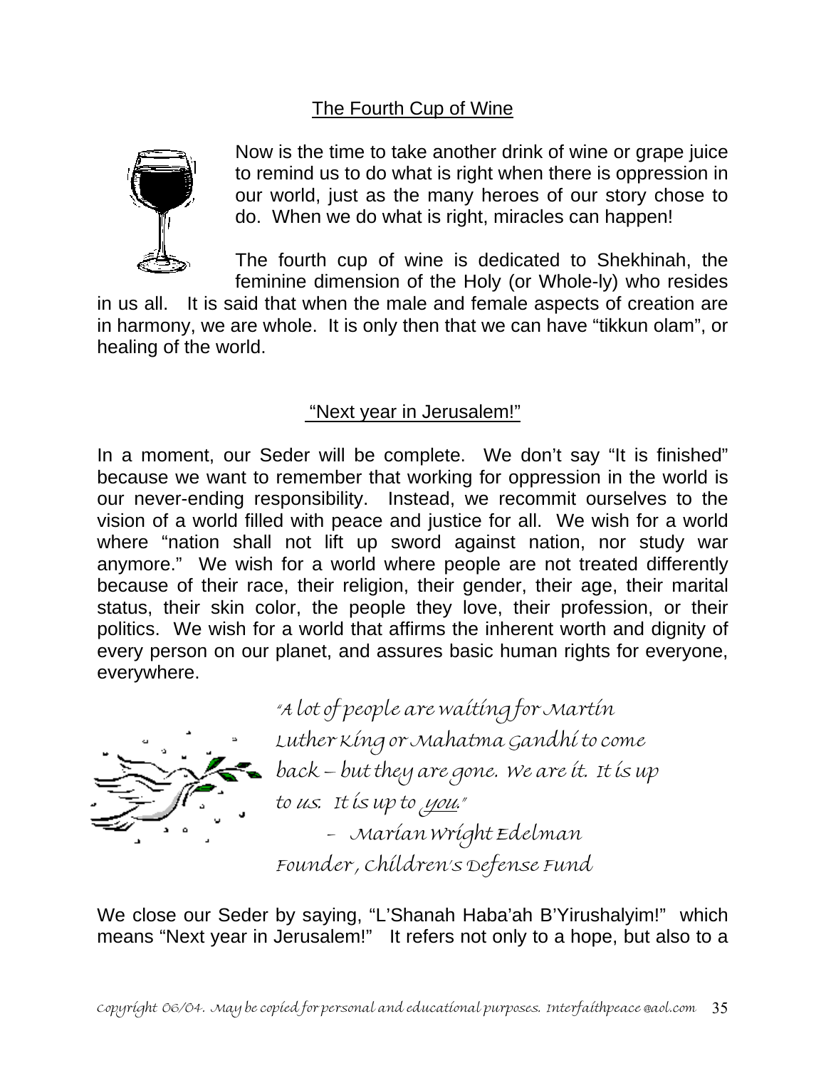## The Fourth Cup of Wine

Now is the time to take another drink of wine or grape juice to remind us to do what is right when there is oppression in our world, just as the many heroes of our story chose to do. When we do what is right, miracles can happen!

The fourth cup of wine is dedicated to Shekhinah, the feminine dimension of the Holy (or Whole-ly) who resides in us all. It is said that when the male and female aspects of creation are in harmony, we are whole. It is only then that we can have "tikkun olam", or healing of the world.

## "Next year in Jerusalem!"

In a moment, our Seder will be complete. We don't say "It is finished" because we want to remember that working for oppression in the world is our never-ending responsibility. Instead, we recommit ourselves to the vision of a world filled with peace and justice for all. We wish for a world where "nation shall not lift up sword against nation, nor study war anymore." We wish for a world where people are not treated differently because of their race, their religion, their gender, their age, their marital status, their skin color, the people they love, their profession, or their politics. We wish for a world that affirms the inherent worth and dignity of every person on our planet, and assures basic human rights for everyone, everywhere.

*"A lot of people are waiting for Martin Luther King or Mahatma Gandhi to come back – but they are gone. We are it. It is up to us. It is up to* ***you****."*

*– Marian Wright Edelman*
*Founder, Children's Defense Fund*

We close our Seder by saying, "L'Shanah Haba'ah B'Yirushalyim!" which means "Next year in Jerusalem!" It refers not only to a hope, but also to a

*Copyright 06/04. May be copied for personal and educational purposes. Interfaithpeace@aol.com*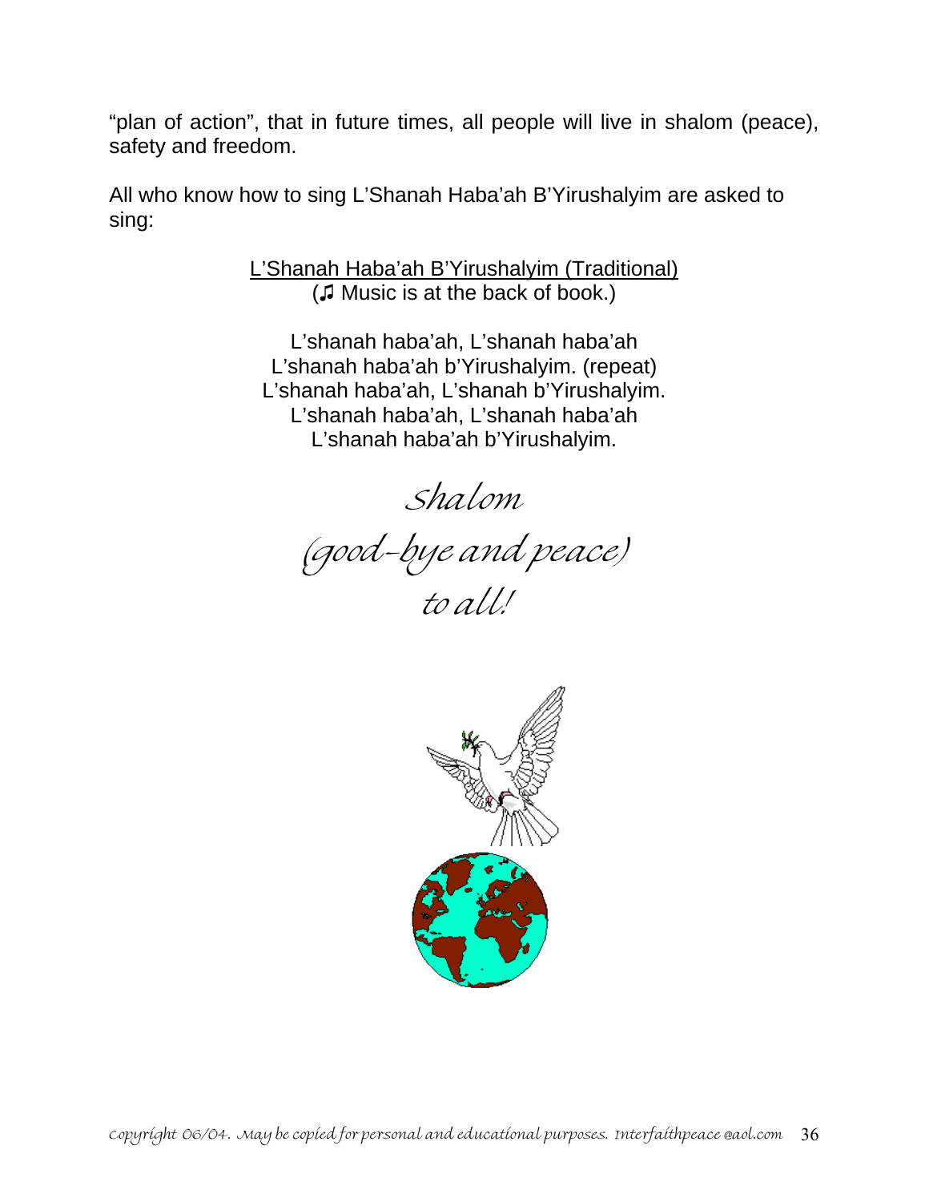"plan of action", that in future times, all people will live in shalom (peace), safety and freedom.

All who know how to sing L'Shanah Haba'ah B'Yirushalyim are asked to sing:

<u>L'Shanah Haba'ah B'Yirushalyim (Traditional)</u>
(♫ Music is at the back of book.)

L'shanah haba'ah, L'shanah haba'ah
L'shanah haba'ah b'Yirushalyim. (repeat)
L'shanah haba'ah, L'shanah b'Yirushalyim.
L'shanah haba'ah, L'shanah haba'ah
L'shanah haba'ah b'Yirushalyim.

*Shalom*
*(good-bye and peace)*
*to all!*

*copyright 06/04. May be copied for personal and educational purposes. Interfaithpeace @aol.com*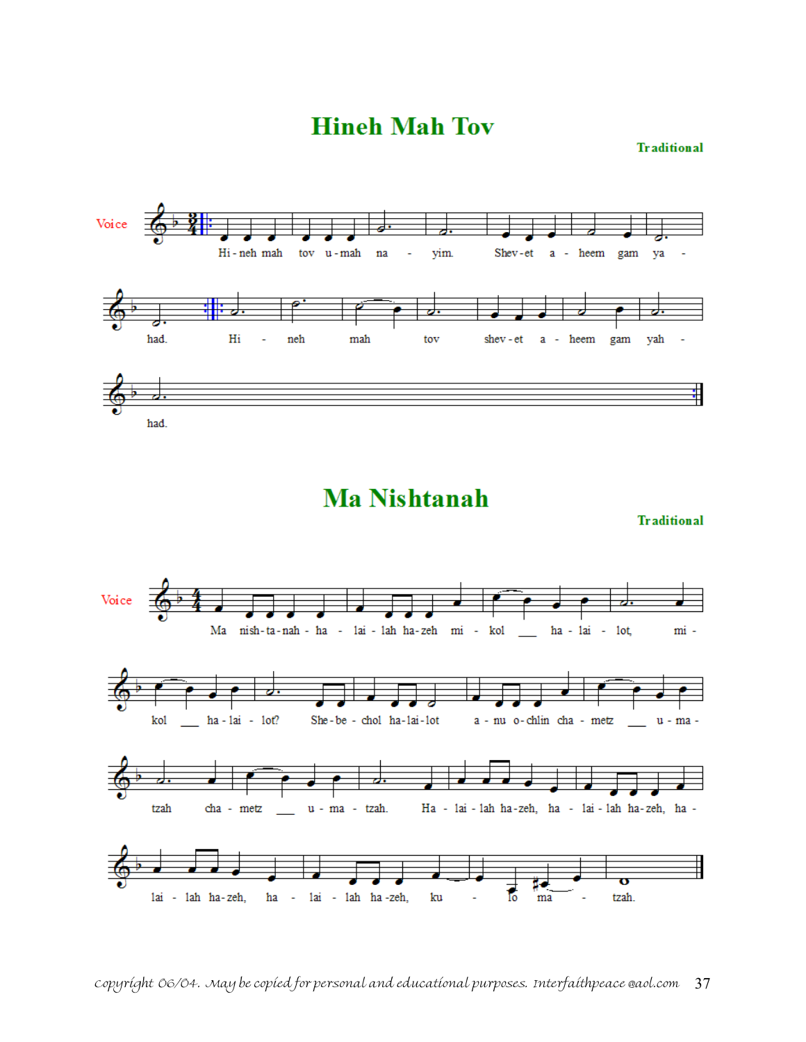# Hineh Mah Tov

**Traditional**

Voice

Hi - neh mah tov u - mah na - yim. Shev - et a - heem gam ya - had. Hi - neh mah tov shev - et a - heem gam yah - had.

# Ma Nishtanah

**Traditional**

Voice

Ma nish - ta - nah - ha - lai - lah ha - zeh mi - kol ___ ha - lai - lot, mi - kol ___ ha - lai - lot? She - be - chol ha - lai - lot a - nu o - chlin cha - metz ___ u - ma - tzah cha - metz ___ u - ma - tzah. Ha - lai - lah ha - zeh, ha - lai - lah ha - zeh, ha - lai - lah ha - zeh, ha - lai - lah ha - zeh, ku - lo ma - tzah.

*copyright 06/04. May be copied for personal and educational purposes. Interfaithpeace @aol.com*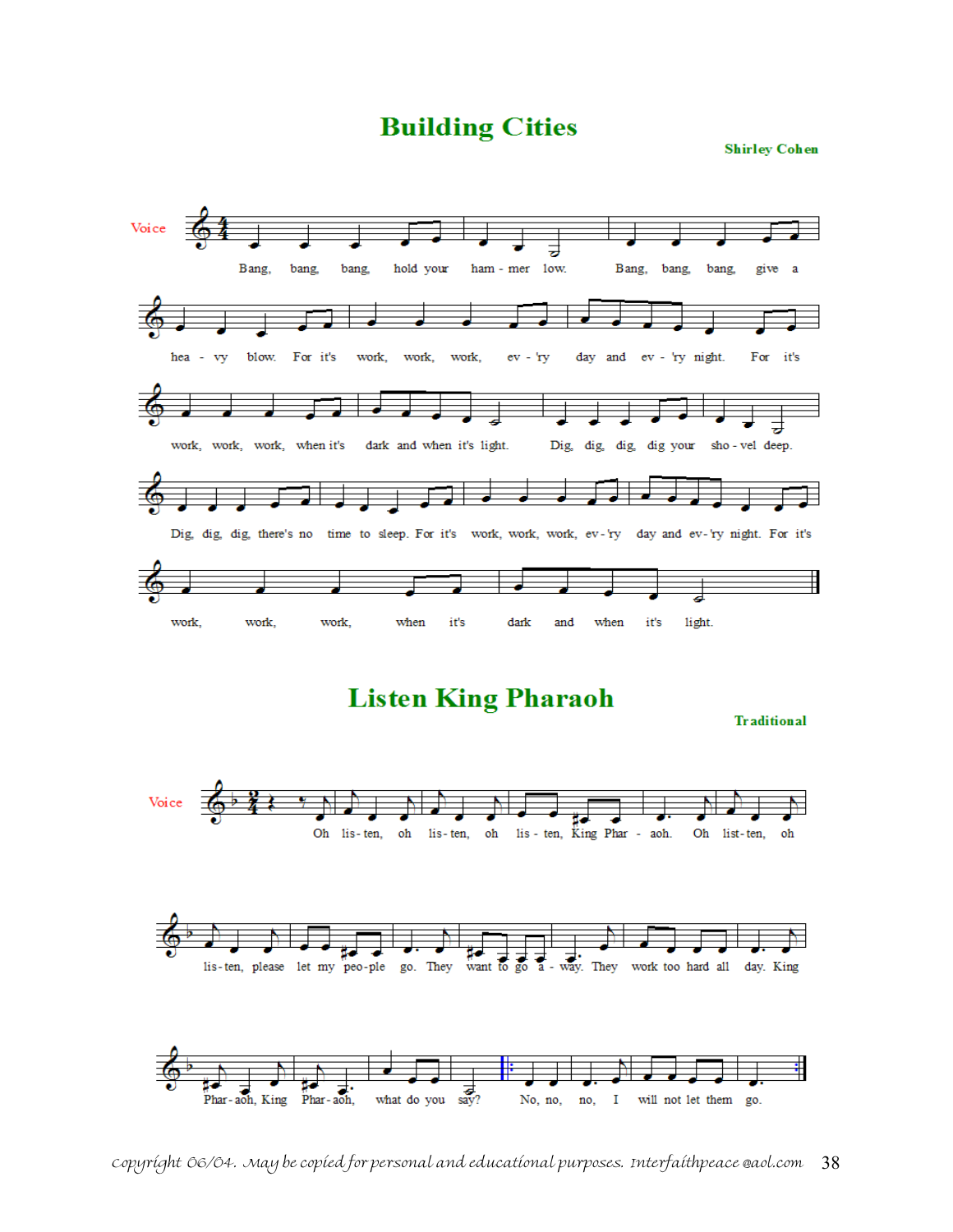# Building Cities

**Shirley Cohen**

Voice

Bang, bang, bang, hold your ham - mer low. Bang, bang, bang, give a hea - vy blow. For it's work, work, work, ev - 'ry day and ev - 'ry night. For it's work, work, work, when it's dark and when it's light. Dig, dig, dig, dig your sho - vel deep. Dig, dig, dig, there's no time to sleep. For it's work, work, work, ev-'ry day and ev-'ry night. For it's work, work, work, when it's dark and when it's light.

# Listen King Pharaoh

**Traditional**

Voice

Oh lis-ten, oh lis-ten, oh lis - ten, King Phar - aoh. Oh list-ten, oh lis-ten, please let my peo-ple go. They want to go a - way. They work too hard all day. King Phar-aoh, King Phar-aoh, what do you say? No, no, no, I will not let them go.

*copyright 06/04. May be copied for personal and educational purposes. Interfaithpeace @aol.com*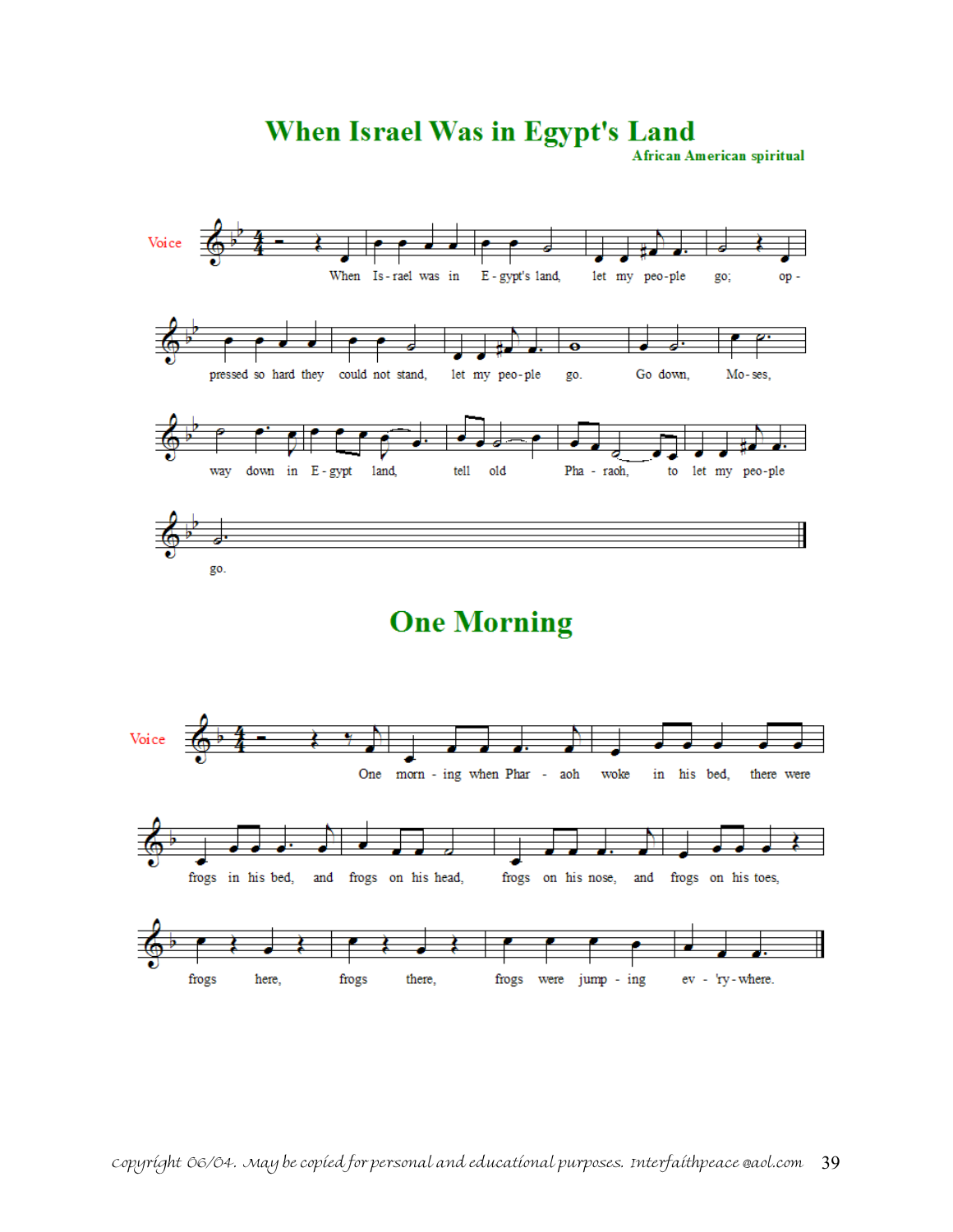# When Israel Was in Egypt's Land

African American spiritual

Voice

When Is-rael was in E-gypt's land, let my peo-ple go; op-pressed so hard they could not stand, let my peo-ple go. Go down, Mo-ses, way down in E-gypt land, tell old Pha-raoh, to let my peo-ple go.

# One Morning

Voice

One morn-ing when Phar-aoh woke in his bed, there were frogs in his bed, and frogs on his head, frogs on his nose, and frogs on his toes, frogs here, frogs there, frogs were jump-ing ev-'ry-where.

copyright 06/04. May be copied for personal and educational purposes. Interfaithpeace @aol.com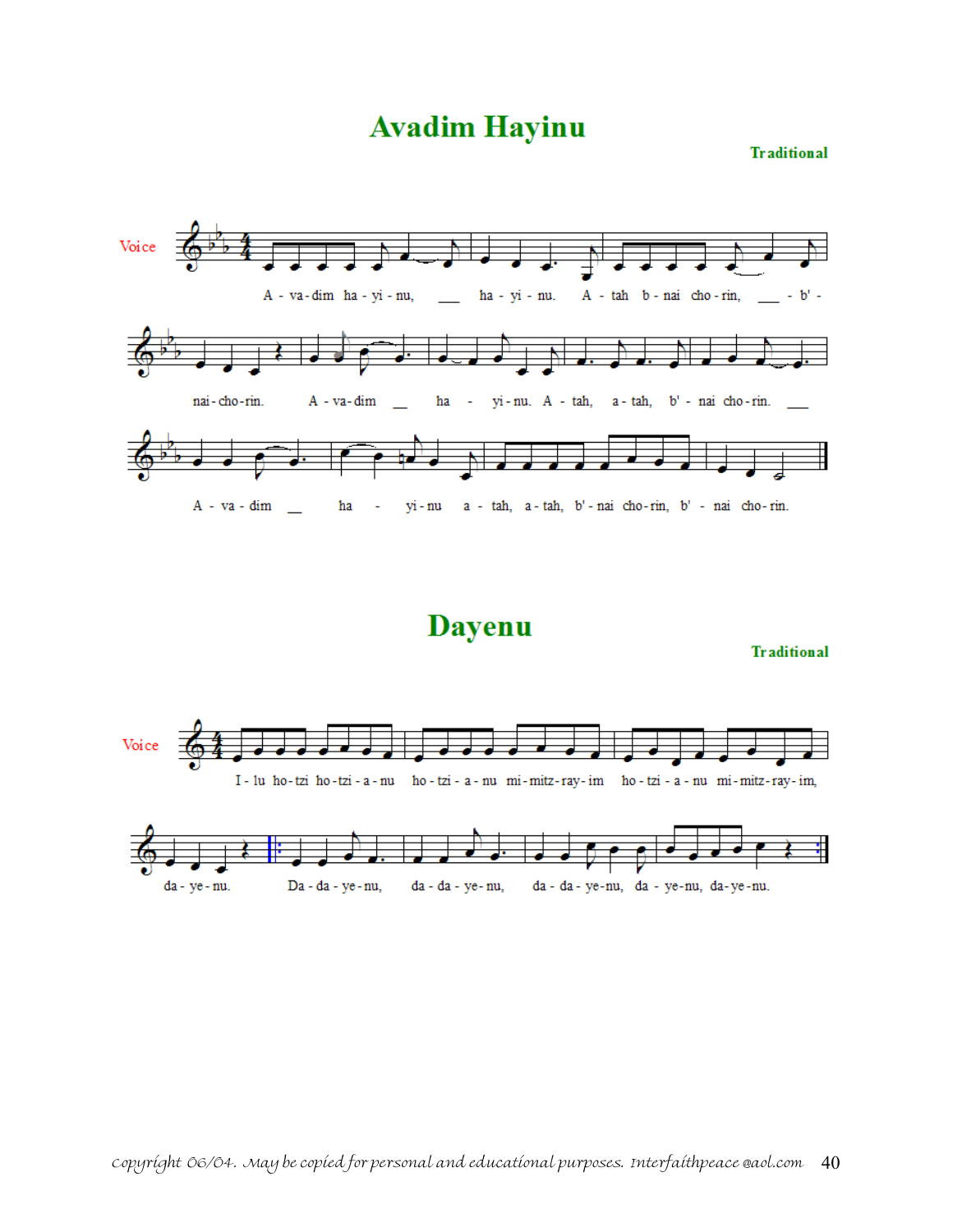# Avadim Hayinu

Traditional

Voice

A - va - dim ha - yi - nu, ___ ha - yi - nu. A - tah b - nai cho - rin, ___ - b' - nai - cho - rin. A - va - dim ___ ha - yi - nu. A - tah, a - tah, b' - nai cho - rin. ___

A - va - dim ___ ha - yi - nu a - tah, a - tah, b' - nai cho - rin, b' - nai cho - rin.

# Dayenu

Traditional

Voice

I - lu ho - tzi ho - tzi - a - nu ho - tzi - a - nu mi - mitz - ray - im ho - tzi - a - nu mi - mitz - ray - im, da - ye - nu.

Da - da - ye - nu, da - da - ye - nu, da - da - ye - nu, da - ye - nu, da - ye - nu.

*copyright 06/04. May be copied for personal and educational purposes. Interfaithpeace @aol.com*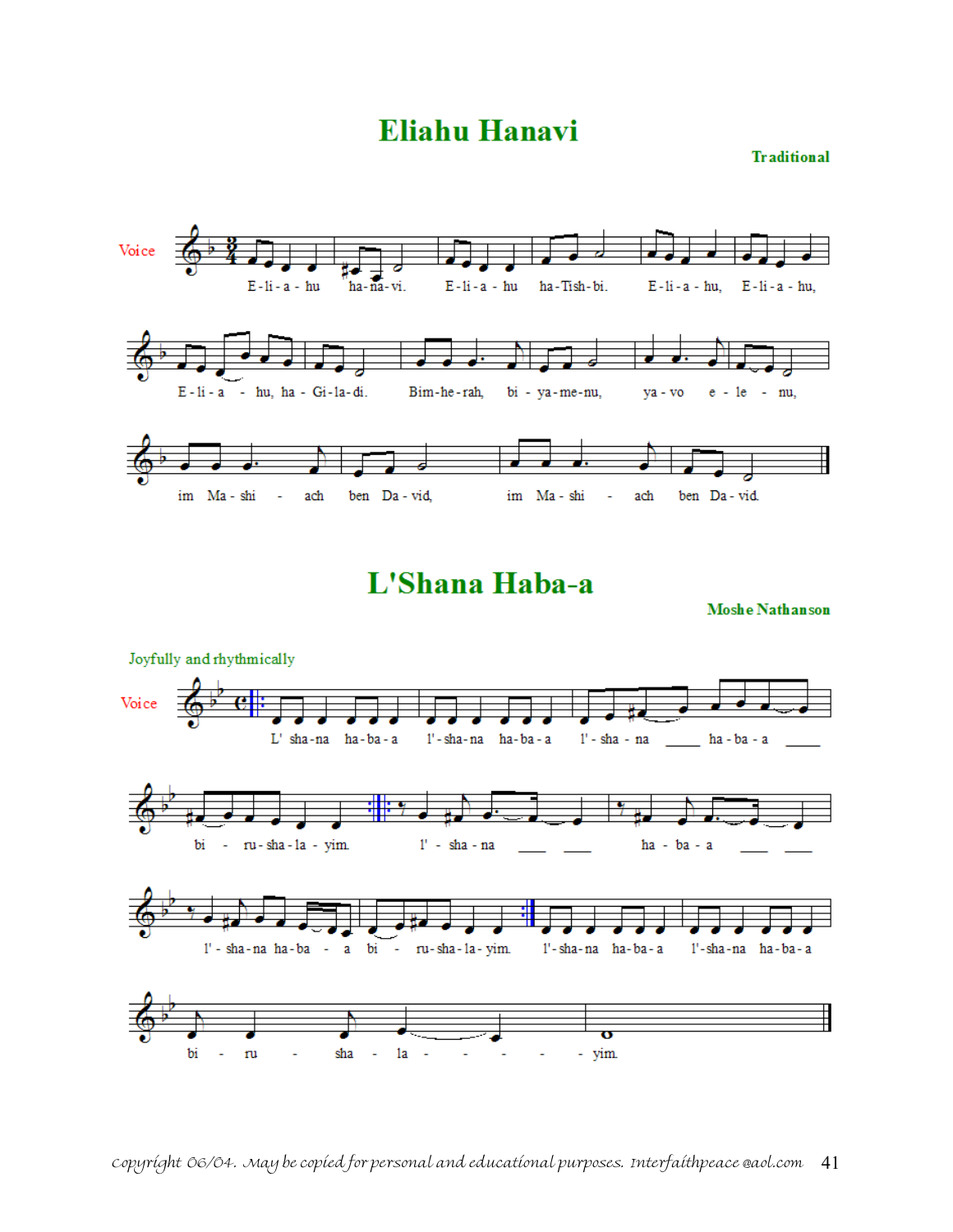# Eliahu Hanavi

Traditional

Voice

E - li - a - hu ha - na - vi. E - li - a - hu ha - Tish - bi. E - li - a - hu, E - li - a - hu,

E - li - a - hu, ha - Gi - la - di. Bim - he - rah, bi - ya - me - nu, ya - vo e - le - nu,

im Ma - shi - ach ben Da - vid, im Ma - shi - ach ben Da - vid.

# L'Shana Haba-a

Moshe Nathanson

Joyfully and rhythmically

Voice

L' sha - na ha - ba - a l' - sha - na ha - ba - a l' - sha - na ___ ha - ba - a ___

bi - ru - sha - la - yim. l' - sha - na ___ ___ ha - ba - a ___ ___

l' - sha - na ha - ba - a bi - ru - sha - la - yim. l' - sha - na ha - ba - a l' - sha - na ha - ba - a

bi - ru - sha - la - - - - - yim.

*copyright 06/04. May be copied for personal and educational purposes. Interfaithpeace @aol.com*